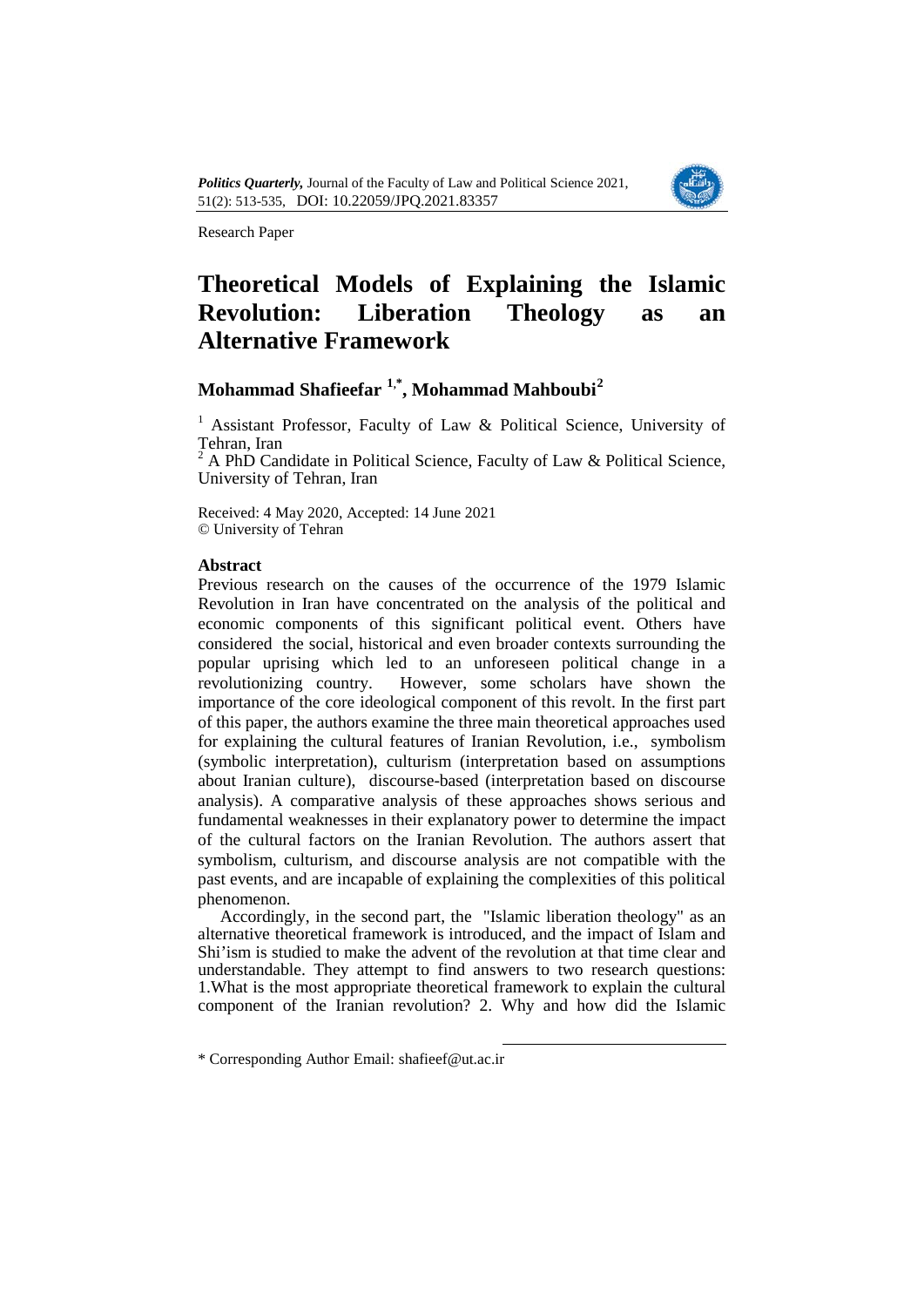*Politics Quarterly,* Journal of the Faculty of Law and Political Science 2021, 51(2): 513-535, DOI: 10.22059/JPQ.2021.83357

Research Paper

# Theoretical Models of Explaining the Islamic Revolution: Liberation Theology as an Alternative Framework

## Mohammad Shafieefar [1,*], Mohammad Mahboubi[2]

[1] Assistant Professor, Faculty of Law & Political Science, University of Tehran, Iran

[2] A PhD Candidate in Political Science, Faculty of Law & Political Science, University of Tehran, Iran

Received: 4 May 2020, Accepted: 14 June 2021
© University of Tehran

### Abstract

Previous research on the causes of the occurrence of the 1979 Islamic Revolution in Iran have concentrated on the analysis of the political and economic components of this significant political event. Others have considered the social, historical and even broader contexts surrounding the popular uprising which led to an unforeseen political change in a revolutionizing country. However, some scholars have shown the importance of the core ideological component of this revolt. In the first part of this paper, the authors examine the three main theoretical approaches used for explaining the cultural features of Iranian Revolution, i.e., symbolism (symbolic interpretation), culturism (interpretation based on assumptions about Iranian culture), discourse-based (interpretation based on discourse analysis). A comparative analysis of these approaches shows serious and fundamental weaknesses in their explanatory power to determine the impact of the cultural factors on the Iranian Revolution. The authors assert that symbolism, culturism, and discourse analysis are not compatible with the past events, and are incapable of explaining the complexities of this political phenomenon.

Accordingly, in the second part, the "Islamic liberation theology" as an alternative theoretical framework is introduced, and the impact of Islam and Shi'ism is studied to make the advent of the revolution at that time clear and understandable. They attempt to find answers to two research questions: 1.What is the most appropriate theoretical framework to explain the cultural component of the Iranian revolution? 2. Why and how did the Islamic

\* Corresponding Author Email: shafieef@ut.ac.ir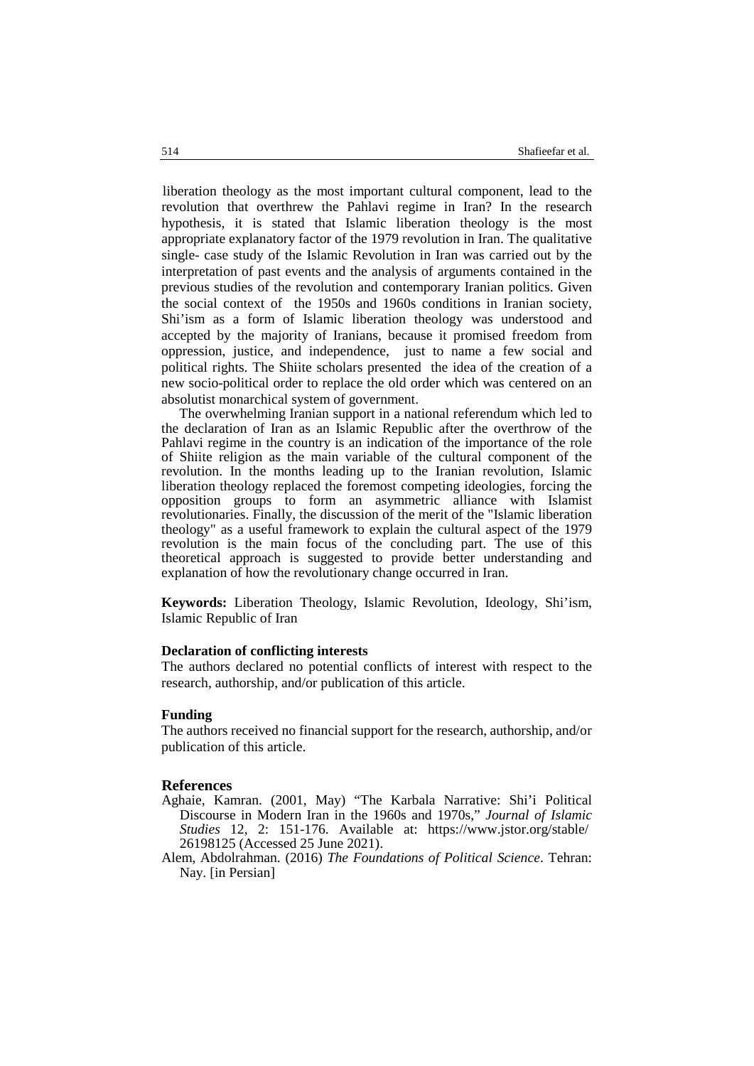liberation theology as the most important cultural component, lead to the revolution that overthrew the Pahlavi regime in Iran? In the research hypothesis, it is stated that Islamic liberation theology is the most appropriate explanatory factor of the 1979 revolution in Iran. The qualitative single- case study of the Islamic Revolution in Iran was carried out by the interpretation of past events and the analysis of arguments contained in the previous studies of the revolution and contemporary Iranian politics. Given the social context of the 1950s and 1960s conditions in Iranian society, Shi'ism as a form of Islamic liberation theology was understood and accepted by the majority of Iranians, because it promised freedom from oppression, justice, and independence, just to name a few social and political rights. The Shiite scholars presented the idea of the creation of a new socio-political order to replace the old order which was centered on an absolutist monarchical system of government.

The overwhelming Iranian support in a national referendum which led to the declaration of Iran as an Islamic Republic after the overthrow of the Pahlavi regime in the country is an indication of the importance of the role of Shiite religion as the main variable of the cultural component of the revolution. In the months leading up to the Iranian revolution, Islamic liberation theology replaced the foremost competing ideologies, forcing the opposition groups to form an asymmetric alliance with Islamist revolutionaries. Finally, the discussion of the merit of the "Islamic liberation theology" as a useful framework to explain the cultural aspect of the 1979 revolution is the main focus of the concluding part. The use of this theoretical approach is suggested to provide better understanding and explanation of how the revolutionary change occurred in Iran.

**Keywords:** Liberation Theology, Islamic Revolution, Ideology, Shi'ism, Islamic Republic of Iran

**Declaration of conflicting interests**

The authors declared no potential conflicts of interest with respect to the research, authorship, and/or publication of this article.

**Funding**

The authors received no financial support for the research, authorship, and/or publication of this article.

## References

Aghaie, Kamran. (2001, May) "The Karbala Narrative: Shi'i Political Discourse in Modern Iran in the 1960s and 1970s," *Journal of Islamic Studies* 12, 2: 151-176. Available at: https://www.jstor.org/stable/26198125 (Accessed 25 June 2021).

Alem, Abdolrahman. (2016) *The Foundations of Political Science*. Tehran: Nay. [in Persian]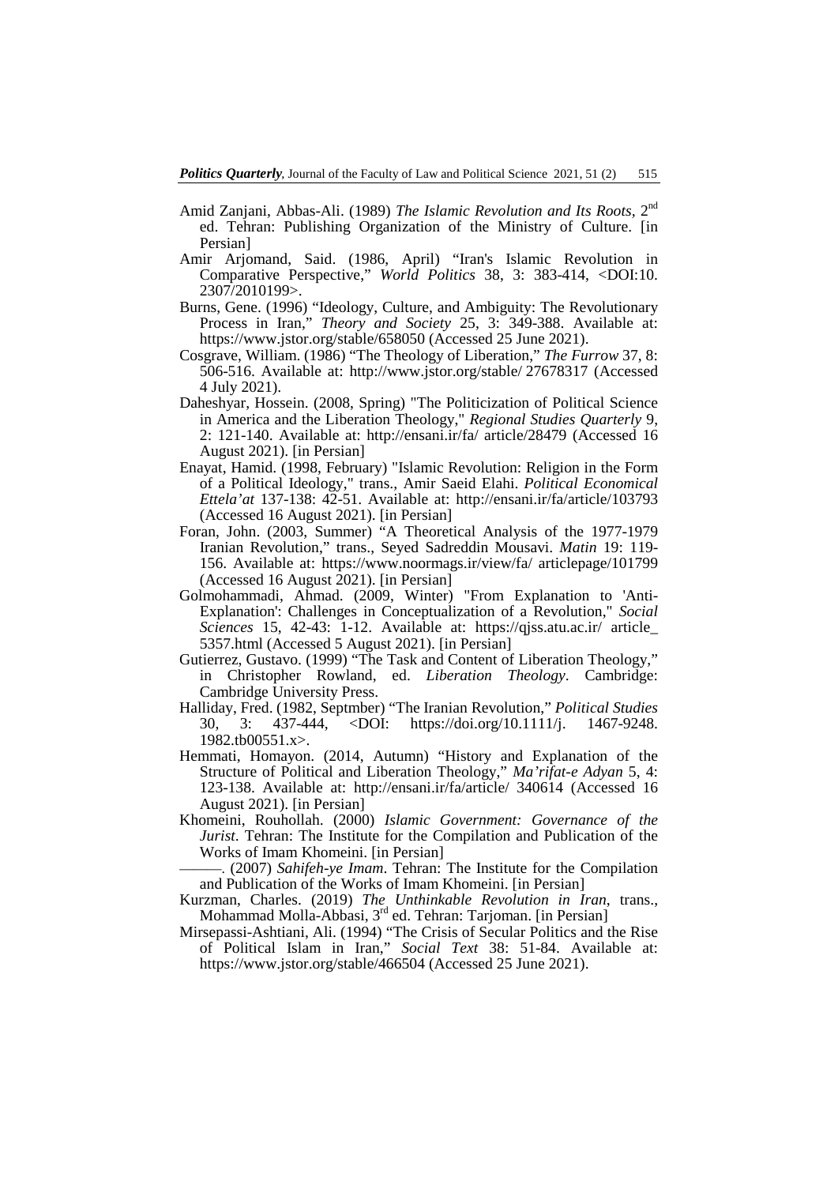Amid Zanjani, Abbas-Ali. (1989) *The Islamic Revolution and Its Roots,* 2nd ed. Tehran: Publishing Organization of the Ministry of Culture. [in Persian]

Amir Arjomand, Said. (1986, April) “Iran's Islamic Revolution in Comparative Perspective,” *World Politics* 38, 3: 383-414, <DOI:10. 2307/2010199>.

Burns, Gene. (1996) “Ideology, Culture, and Ambiguity: The Revolutionary Process in Iran,” *Theory and Society* 25, 3: 349-388. Available at: https://www.jstor.org/stable/658050 (Accessed 25 June 2021).

Cosgrave, William. (1986) “The Theology of Liberation,” *The Furrow* 37, 8: 506-516. Available at: http://www.jstor.org/stable/ 27678317 (Accessed 4 July 2021).

Daheshyar, Hossein. (2008, Spring) "The Politicization of Political Science in America and the Liberation Theology," *Regional Studies Quarterly* 9, 2: 121-140. Available at: http://ensani.ir/fa/ article/28479 (Accessed 16 August 2021). [in Persian]

Enayat, Hamid. (1998, February) "Islamic Revolution: Religion in the Form of a Political Ideology," trans., Amir Saeid Elahi. *Political Economical Ettela’at* 137-138: 42-51. Available at: http://ensani.ir/fa/article/103793 (Accessed 16 August 2021). [in Persian]

Foran, John. (2003, Summer) “A Theoretical Analysis of the 1977-1979 Iranian Revolution,” trans., Seyed Sadreddin Mousavi. *Matin* 19: 119-156. Available at: https://www.noormags.ir/view/fa/ articlepage/101799 (Accessed 16 August 2021). [in Persian]

Golmohammadi, Ahmad. (2009, Winter) "From Explanation to 'Anti-Explanation': Challenges in Conceptualization of a Revolution," *Social Sciences* 15, 42-43: 1-12. Available at: https://qjss.atu.ac.ir/ article_ 5357.html (Accessed 5 August 2021). [in Persian]

Gutierrez, Gustavo. (1999) “The Task and Content of Liberation Theology,” in Christopher Rowland, ed. *Liberation Theology*. Cambridge: Cambridge University Press.

Halliday, Fred. (1982, Septmber) “The Iranian Revolution,” *Political Studies* 30, 3: 437-444, <DOI: https://doi.org/10.1111/j. 1467-9248. 1982.tb00551.x>.

Hemmati, Homayon. (2014, Autumn) “History and Explanation of the Structure of Political and Liberation Theology,” *Ma’rifat-e Adyan* 5, 4: 123-138. Available at: http://ensani.ir/fa/article/ 340614 (Accessed 16 August 2021). [in Persian]

Khomeini, Rouhollah. (2000) *Islamic Government: Governance of the Jurist*. Tehran: The Institute for the Compilation and Publication of the Works of Imam Khomeini. [in Persian]

———. (2007) *Sahifeh-ye Imam*. Tehran: The Institute for the Compilation and Publication of the Works of Imam Khomeini. [in Persian]

Kurzman, Charles. (2019) *The Unthinkable Revolution in Iran*, trans., Mohammad Molla-Abbasi, 3rd ed. Tehran: Tarjoman. [in Persian]

Mirsepassi-Ashtiani, Ali. (1994) “The Crisis of Secular Politics and the Rise of Political Islam in Iran,” *Social Text* 38: 51-84. Available at: https://www.jstor.org/stable/466504 (Accessed 25 June 2021).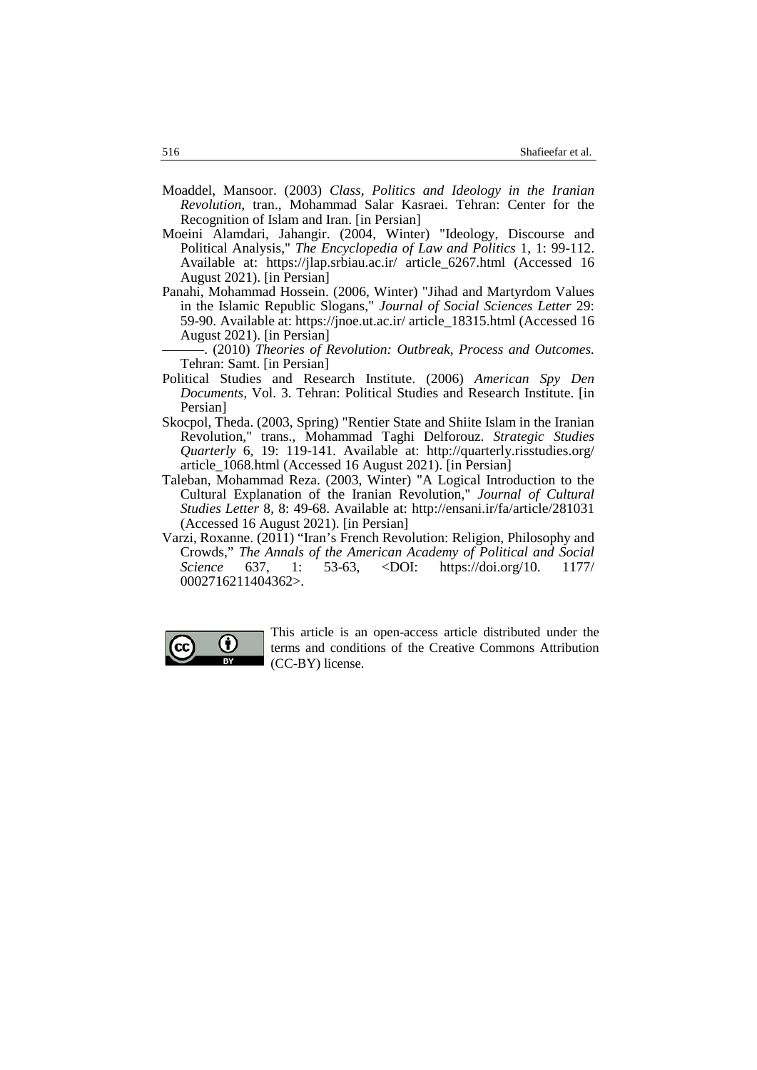Moaddel, Mansoor. (2003) *Class, Politics and Ideology in the Iranian Revolution*, tran., Mohammad Salar Kasraei. Tehran: Center for the Recognition of Islam and Iran. [in Persian]

Moeini Alamdari, Jahangir. (2004, Winter) "Ideology, Discourse and Political Analysis," *The Encyclopedia of Law and Politics* 1, 1: 99-112. Available at: https://jlap.srbiau.ac.ir/ article_6267.html (Accessed 16 August 2021). [in Persian]

Panahi, Mohammad Hossein. (2006, Winter) "Jihad and Martyrdom Values in the Islamic Republic Slogans," *Journal of Social Sciences Letter* 29: 59-90. Available at: https://jnoe.ut.ac.ir/ article_18315.html (Accessed 16 August 2021). [in Persian]

———. (2010) *Theories of Revolution: Outbreak, Process and Outcomes.* Tehran: Samt. [in Persian]

Political Studies and Research Institute. (2006) *American Spy Den Documents,* Vol. 3. Tehran: Political Studies and Research Institute. [in Persian]

Skocpol, Theda. (2003, Spring) "Rentier State and Shiite Islam in the Iranian Revolution," trans., Mohammad Taghi Delforouz. *Strategic Studies Quarterly* 6, 19: 119-141. Available at: http://quarterly.risstudies.org/ article_1068.html (Accessed 16 August 2021). [in Persian]

Taleban, Mohammad Reza. (2003, Winter) "A Logical Introduction to the Cultural Explanation of the Iranian Revolution," *Journal of Cultural Studies Letter* 8, 8: 49-68. Available at: http://ensani.ir/fa/article/281031 (Accessed 16 August 2021). [in Persian]

Varzi, Roxanne. (2011) "Iran's French Revolution: Religion, Philosophy and Crowds," *The Annals of the American Academy of Political and Social Science* 637, 1: 53-63, <DOI: https://doi.org/10. 1177/ 0002716211404362>.

This article is an open-access article distributed under the terms and conditions of the Creative Commons Attribution (CC-BY) license.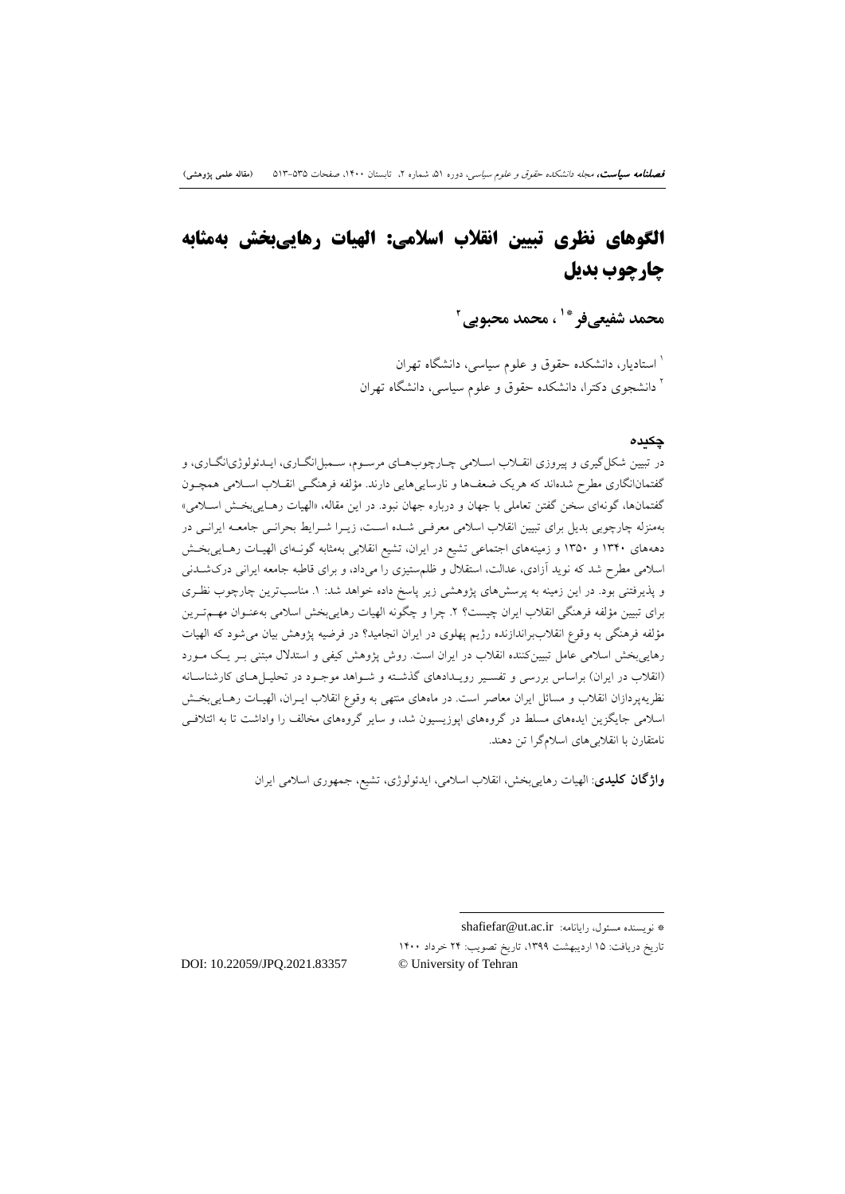# الگوهای نظری تبیین انقلاب اسلامی: الهیات رهایی‌بخش به‌مثابه چارچوب بدیل

**محمد شفیعی‌فر**[1*]**، محمد محبوبی**[2]

[1] استادیار، دانشکده حقوق و علوم سیاسی، دانشگاه تهران
[2] دانشجوی دکترا، دانشکده حقوق و علوم سیاسی، دانشگاه تهران

## چکیده

در تبیین شکل‌گیری و پیروزی انقلاب اسلامی چارچوب‌های مرسوم، سمبل‌انگاری، ایدئولوژی‌انگاری، و گفتمان‌انگاری مطرح شده‌اند که هریک ضعف‌ها و نارسایی‌هایی دارند. مؤلفه فرهنگی انقلاب اسلامی همچون گفتمان‌ها، گونه‌ای سخن گفتن تعاملی با جهان و درباره جهان نبود. در این مقاله، «الهیات رهایی‌بخش اسلامی» به‌منزله چارچوبی بدیل برای تبیین انقلاب اسلامی معرفی شده است، زیرا شرایط بحرانی جامعه ایرانی در دهه‌های ۱۳۴۰ و ۱۳۵۰ و زمینه‌های اجتماعی تشیع در ایران، تشیع انقلابی به‌مثابه گونه‌ای الهیات رهایی‌بخش اسلامی مطرح شد که نوید آزادی، عدالت، استقلال و ظلم‌ستیزی را می‌داد، و برای قاطبه جامعه ایرانی درک‌شدنی و پذیرفتنی بود. در این زمینه به پرسش‌های پژوهشی زیر پاسخ داده خواهد شد: ۱. مناسب‌ترین چارچوب نظری برای تبیین مؤلفه فرهنگی انقلاب ایران چیست؟ ۲. چرا و چگونه الهیات رهایی‌بخش اسلامی به‌عنوان مهم‌ترین مؤلفه فرهنگی به وقوع انقلاب‌براندازنده رژیم پهلوی در ایران انجامید؟ در فرضیه پژوهش بیان می‌شود که الهیات رهایی‌بخش اسلامی عامل تبیین‌کننده انقلاب در ایران است. روش پژوهش کیفی و استدلال مبتنی بر یک مورد (انقلاب در ایران) براساس بررسی و تفسیر رویدادهای گذشته و شواهد موجود در تحلیل‌های کارشناسانه نظریه‌پردازان انقلاب و مسائل ایران معاصر است. در ماه‌های منتهی به وقوع انقلاب ایران، الهیات رهایی‌بخش اسلامی جایگزین ایده‌های مسلط در گروه‌های اپوزیسیون شد، و سایر گروه‌های مخالف را واداشت تا به ائتلافی نامتقارن با انقلابی‌های اسلام‌گرا تن دهند.

**واژگان کلیدی**: الهیات رهایی‌بخش، انقلاب اسلامی، ایدئولوژی، تشیع، جمهوری اسلامی ایران

---

* نویسنده مسئول، رایانامه: shafiefar@ut.ac.ir

تاریخ دریافت: ۱۵ اردیبهشت ۱۳۹۹، تاریخ تصویب: ۲۴ خرداد ۱۴۰۰

DOI: 10.22059/JPQ.2021.83357 © University of Tehran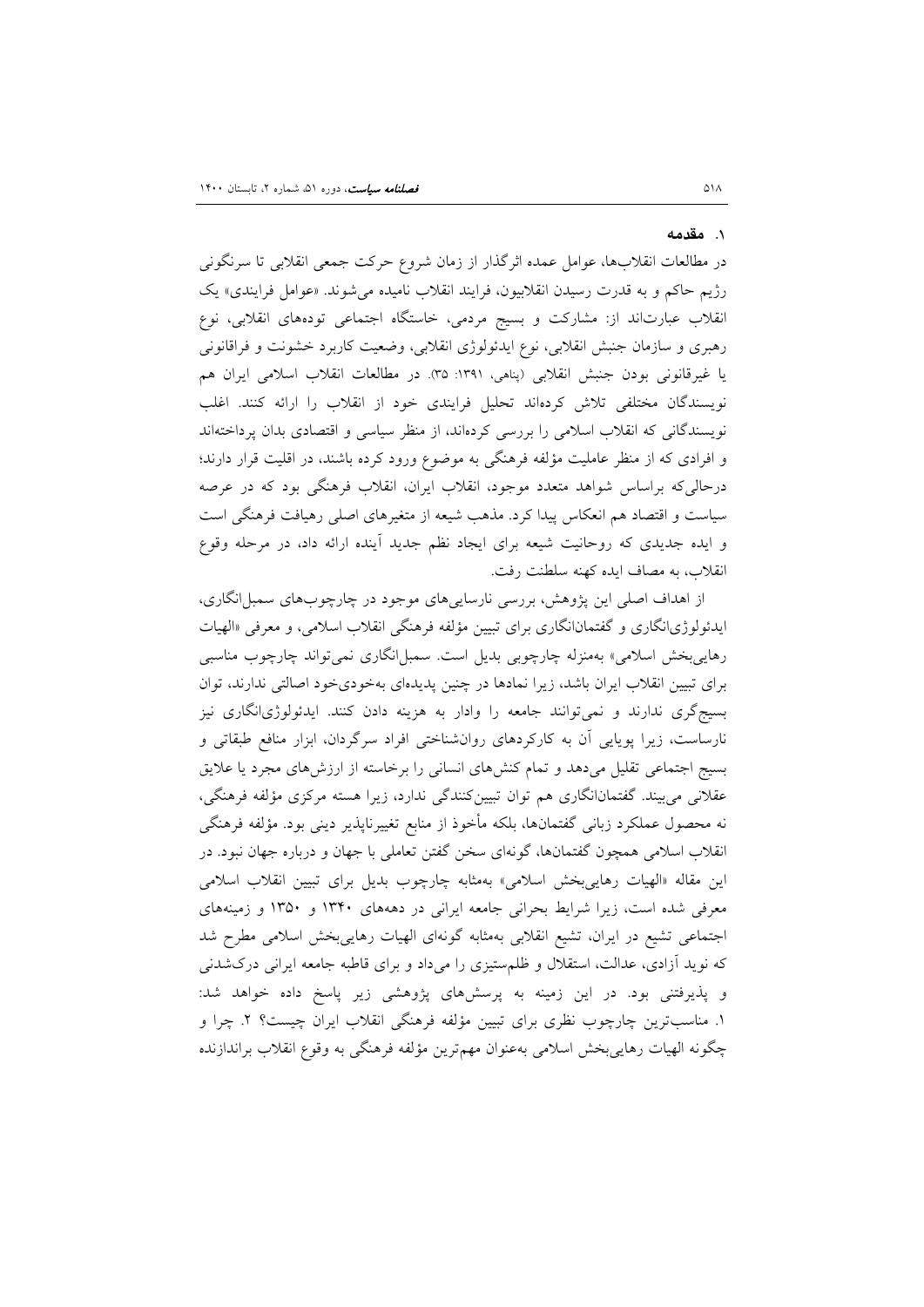## ۱. مقدمه

در مطالعات انقلاب‌ها، عوامل عمده اثرگذار از زمان شروع حرکت جمعی انقلابی تا سرنگونی رژیم حاکم و به قدرت رسیدن انقلابیون، فرایند انقلاب نامیده می‌شوند. «عوامل فرایندی» یک انقلاب عبارت‌اند از: مشارکت و بسیج مردمی، خاستگاه اجتماعی توده‌های انقلابی، نوع رهبری و سازمان جنبش انقلابی، نوع ایدئولوژی انقلابی، وضعیت کاربرد خشونت و فراقانونی یا غیرقانونی بودن جنبش انقلابی (پناهی، ۱۳۹۱: ۳۵). در مطالعات انقلاب اسلامی ایران هم نویسندگان مختلفی تلاش کرده‌اند تحلیل فرایندی خود از انقلاب را ارائه کنند. اغلب نویسندگانی که انقلاب اسلامی را بررسی کرده‌اند، از منظر سیاسی و اقتصادی بدان پرداخته‌اند و افرادی که از منظر عاملیت مؤلفه فرهنگی به موضوع ورود کرده باشند، در اقلیت قرار دارند؛ درحالی‌که براساس شواهد متعدد موجود، انقلاب ایران، انقلاب فرهنگی بود که در عرصه سیاست و اقتصاد هم انعکاس پیدا کرد. مذهب شیعه از متغیرهای اصلی رهیافت فرهنگی است و ایده جدیدی که روحانیت شیعه برای ایجاد نظم جدید آینده ارائه داد، در مرحله وقوع انقلاب، به مصاف ایده کهنه سلطنت رفت.

از اهداف اصلی این پژوهش، بررسی نارسایی‌های موجود در چارچوب‌های سمبل‌انگاری، ایدئولوژی‌انگاری و گفتمان‌انگاری برای تبیین مؤلفه فرهنگی انقلاب اسلامی، و معرفی «الهیات رهایی‌بخش اسلامی» به‌منزله چارچوبی بدیل است. سمبل‌انگاری نمی‌تواند چارچوب مناسبی برای تبیین انقلاب ایران باشد، زیرا نمادها در چنین پدیده‌ای به‌خودی‌خود اصالتی ندارند، توان بسیج‌گری ندارند و نمی‌توانند جامعه را وادار به هزینه دادن کنند. ایدئولوژی‌انگاری نیز نارساست، زیرا پویایی آن به کارکردهای روان‌شناختی افراد سرگردان، ابزار منافع طبقاتی و بسیج اجتماعی تقلیل می‌دهد و تمام کنش‌های انسانی را برخاسته از ارزش‌های مجرد یا علایق عقلانی می‌بیند. گفتمان‌انگاری هم توان تبیین‌کنندگی ندارد، زیرا هسته مرکزی مؤلفه فرهنگی، نه محصول عملکرد زبانی گفتمان‌ها، بلکه مأخوذ از منابع تغییرناپذیر دینی بود. مؤلفه فرهنگی انقلاب اسلامی همچون گفتمان‌ها، گونه‌ای سخن گفتن تعاملی با جهان و درباره جهان نبود. در این مقاله «الهیات رهایی‌بخش اسلامی» به‌مثابه چارچوب بدیل برای تبیین انقلاب اسلامی معرفی شده است، زیرا شرایط بحرانی جامعه ایرانی در دهه‌های ۱۳۴۰ و ۱۳۵۰ و زمینه‌های اجتماعی تشیع در ایران، تشیع انقلابی به‌مثابه گونه‌ای الهیات رهایی‌بخش اسلامی مطرح شد که نوید آزادی، عدالت، استقلال و ظلم‌ستیزی را می‌داد و برای قاطبه جامعه ایرانی درک‌شدنی و پذیرفتنی بود. در این زمینه به پرسش‌های پژوهشی زیر پاسخ داده خواهد شد: ۱. مناسب‌ترین چارچوب نظری برای تبیین مؤلفه فرهنگی انقلاب ایران چیست؟ ۲. چرا و چگونه الهیات رهایی‌بخش اسلامی به‌عنوان مهم‌ترین مؤلفه فرهنگی به وقوع انقلاب براندازنده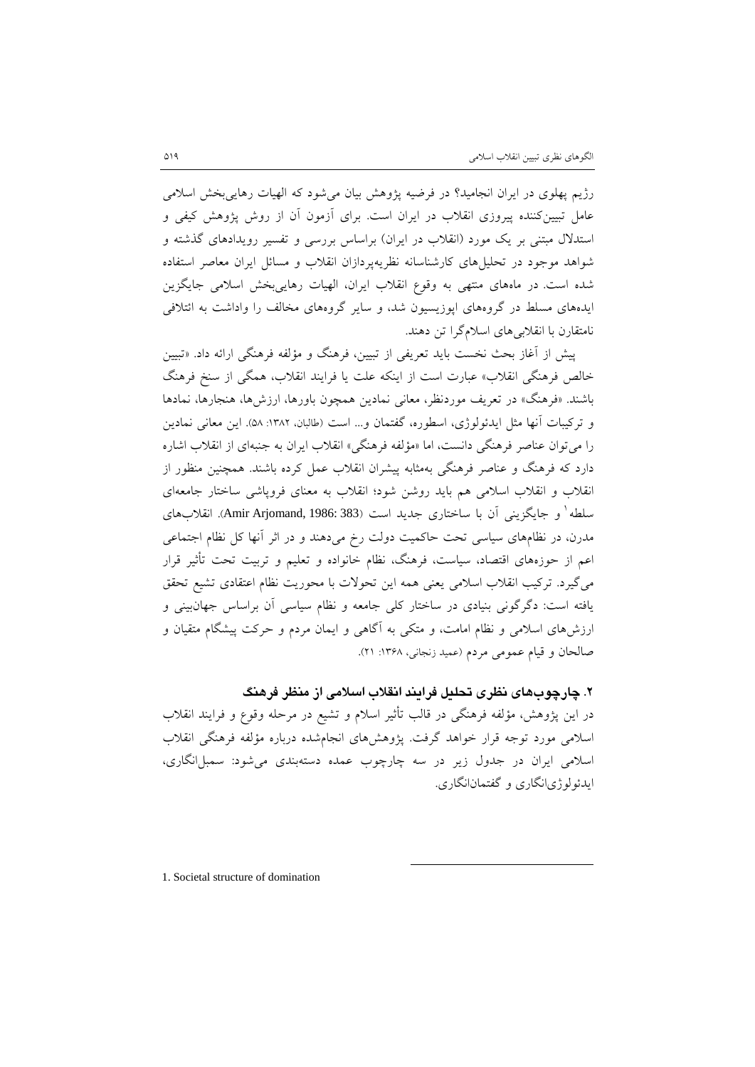رژیم پهلوی در ایران انجامید؟ در فرضیه پژوهش بیان می‌شود که الهیات رهایی‌بخش اسلامی عامل تبیین‌کننده پیروزی انقلاب در ایران است. برای آزمون آن از روش پژوهش کیفی و استدلال مبتنی بر یک مورد (انقلاب در ایران) براساس بررسی و تفسیر رویدادهای گذشته و شواهد موجود در تحلیل‌های کارشناسانه نظریه‌پردازان انقلاب و مسائل ایران معاصر استفاده شده است. در ماه‌های منتهی به وقوع انقلاب ایران، الهیات رهایی‌بخش اسلامی جایگزین ایده‌های مسلط در گروه‌های اپوزیسیون شد، و سایر گروه‌های مخالف را واداشت به ائتلافی نامتقارن با انقلابی‌های اسلام‌گرا تن دهند.

پیش از آغاز بحث نخست باید تعریفی از تبیین، فرهنگ و مؤلفه فرهنگی ارائه داد. «تبیین خالص فرهنگی انقلاب» عبارت است از اینکه علت یا فرایند انقلاب، همگی از سنخ فرهنگ باشند. «فرهنگ» در تعریف موردنظر، معانی نمادین همچون باورها، ارزش‌ها، هنجارها، نمادها و ترکیبات آنها مثل ایدئولوژی، اسطوره، گفتمان و... است (طالبان، ۱۳۸۲: ۵۸). این معانی نمادین را می‌توان عناصر فرهنگی دانست، اما «مؤلفه فرهنگی» انقلاب ایران به جنبه‌ای از انقلاب اشاره دارد که فرهنگ و عناصر فرهنگی به‌مثابه پیشران انقلاب عمل کرده باشند. همچنین منظور از انقلاب و انقلاب اسلامی هم باید روشن شود؛ انقلاب به معنای فروپاشی ساختار جامعه‌ای سلطه[1] و جایگزینی آن با ساختاری جدید است (Amir Arjomand, 1986: 383). انقلاب‌های مدرن، در نظام‌های سیاسی تحت حاکمیت دولت رخ می‌دهند و در اثر آنها کل نظام اجتماعی اعم از حوزه‌های اقتصاد، سیاست، فرهنگ، نظام خانواده و تعلیم و تربیت تحت تأثیر قرار می‌گیرد. ترکیب انقلاب اسلامی یعنی همه این تحولات با محوریت نظام اعتقادی تشیع تحقق یافته است: دگرگونی بنیادی در ساختار کلی جامعه و نظام سیاسی آن براساس جهان‌بینی و ارزش‌های اسلامی و نظام امامت، و متکی به آگاهی و ایمان مردم و حرکت پیشگام متقیان و صالحان و قیام عمومی مردم (عمید زنجانی، ۱۳۶۸: ۲۱).

## ۲. چارچوب‌های نظری تحلیل فرایند انقلاب اسلامی از منظر فرهنگ

در این پژوهش، مؤلفه فرهنگی در قالب تأثیر اسلام و تشیع در مرحله وقوع و فرایند انقلاب اسلامی مورد توجه قرار خواهد گرفت. پژوهش‌های انجام‌شده درباره مؤلفه فرهنگی انقلاب اسلامی ایران در جدول زیر در سه چارچوب عمده دسته‌بندی می‌شود: سمبل‌انگاری، ایدئولوژی‌انگاری و گفتمان‌انگاری.

---

1. Societal structure of domination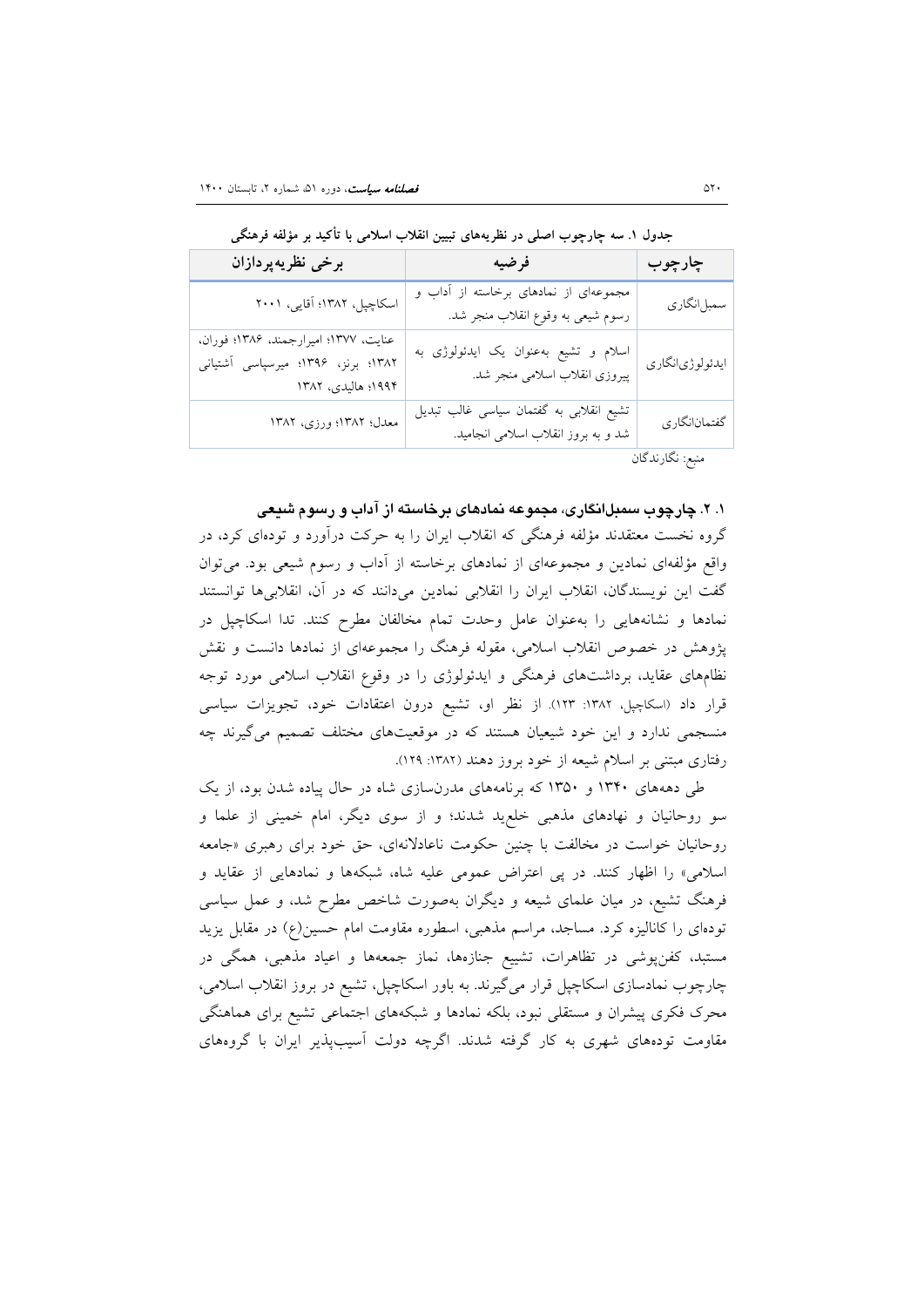**جدول ۱. سه چارچوب اصلی در نظریه‌های تبیین انقلاب اسلامی با تأکید بر مؤلفه فرهنگی**

| چارچوب | فرضیه | برخی نظریه‌پردازان |
|---|---|---|
| سمبل‌انگاری | مجموعه‌ای از نمادهای برخاسته از آداب و رسوم شیعی به وقوع انقلاب منجر شد. | اسکاچپل، ۱۳۸۲؛ آقایی، ۲۰۰۱ |
| ایدئولوژی‌انگاری | اسلام و تشیع به‌عنوان یک ایدئولوژی به پیروزی انقلاب اسلامی منجر شد. | عنایت، ۱۳۷۷؛ امیرارجمند، ۱۳۸۶؛ فوران، ۱۳۸۲؛ برنز، ۱۳۹۶؛ میرسپاسی آشتیانی ۱۹۹۴؛ هالیدی، ۱۳۸۲ |
| گفتمان‌انگاری | تشیع انقلابی به گفتمان سیاسی غالب تبدیل شد و به بروز انقلاب اسلامی انجامید. | معدل؛ ۱۳۸۲؛ ورزی، ۱۳۸۲ |

منبع: نگارندگان

### ۱. ۲. چارچوب سمبل‌انگاری، مجموعه نمادهای برخاسته از آداب و رسوم شیعی

گروه نخست معتقدند مؤلفه فرهنگی که انقلاب ایران را به حرکت درآورد و توده‌ای کرد، در واقع مؤلفه‌ای نمادین و مجموعه‌ای از نمادهای برخاسته از آداب و رسوم شیعی بود. می‌توان گفت این نویسندگان، انقلاب ایران را انقلابی نمادین می‌دانند که در آن، انقلابی‌ها توانستند نمادها و نشانه‌هایی را به‌عنوان عامل وحدت تمام مخالفان مطرح کنند. تدا اسکاچپل در پژوهش در خصوص انقلاب اسلامی، مقوله فرهنگ را مجموعه‌ای از نمادها دانست و نقش نظام‌های عقاید، برداشت‌های فرهنگی و ایدئولوژی را در وقوع انقلاب اسلامی مورد توجه قرار داد (اسکاچپل، ۱۳۸۲: ۱۲۳). از نظر او، تشیع درون اعتقادات خود، تجویزات سیاسی منسجمی ندارد و این خود شیعیان هستند که در موقعیت‌های مختلف تصمیم می‌گیرند چه رفتاری مبتنی بر اسلام شیعه از خود بروز دهند (۱۳۸۲: ۱۲۹).

طی دهه‌های ۱۳۴۰ و ۱۳۵۰ که برنامه‌های مدرن‌سازی شاه در حال پیاده شدن بود، از یک سو روحانیان و نهادهای مذهبی خلع‌ید شدند؛ و از سوی دیگر، امام خمینی از علما و روحانیان خواست در مخالفت با چنین حکومت ناعادلانه‌ای، حق خود برای رهبری «جامعه اسلامی» را اظهار کنند. در پی اعتراض عمومی علیه شاه، شبکه‌ها و نمادهایی از عقاید و فرهنگ تشیع، در میان علمای شیعه و دیگران به‌صورت شاخص مطرح شد، و عمل سیاسی توده‌ای را کانالیزه کرد. مساجد، مراسم مذهبی، اسطوره مقاومت امام حسین(ع) در مقابل یزید مستبد، کفن‌پوشی در تظاهرات، تشییع جنازه‌ها، نماز جمعه‌ها و اعیاد مذهبی، همگی در چارچوب نمادسازی اسکاچپل قرار می‌گیرند. به باور اسکاچپل، تشیع در بروز انقلاب اسلامی، محرک فکری پیشران و مستقلی نبود، بلکه نمادها و شبکه‌های اجتماعی تشیع برای هماهنگی مقاومت توده‌های شهری به کار گرفته شدند. اگرچه دولت آسیب‌پذیر ایران با گروه‌های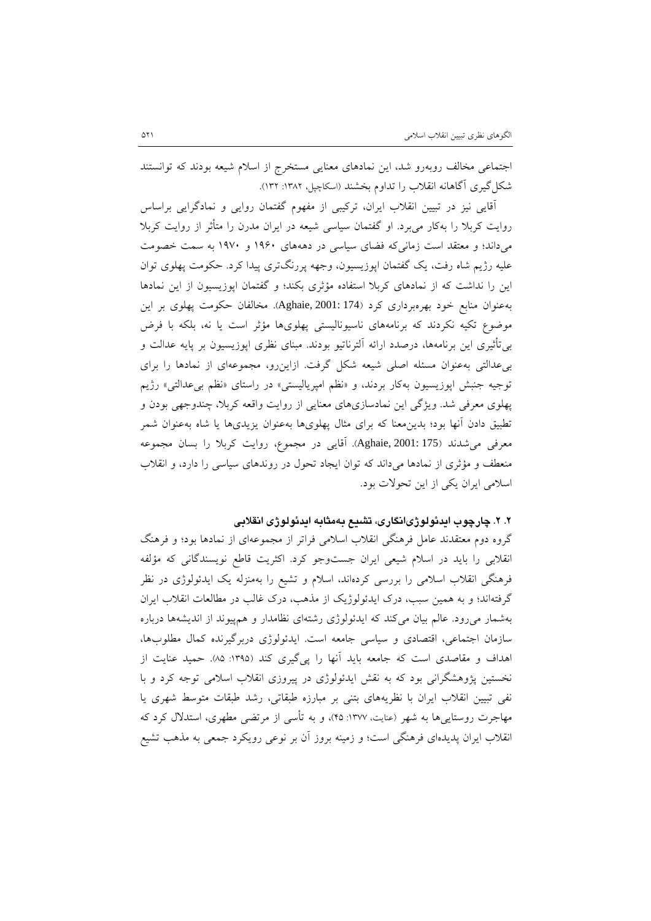اجتماعی مخالف روبه‌رو شد، این نمادهای معنایی مستخرج از اسلام شیعه بودند که توانستند شکل‌گیری آگاهانه انقلاب را تداوم بخشند (اسکاچپل، ۱۳۸۲: ۱۳۲).

آقایی نیز در تبیین انقلاب ایران، ترکیبی از مفهوم گفتمان روایی و نمادگرایی براساس روایت کربلا را به‌کار می‌برد. او گفتمان سیاسی شیعه در ایران مدرن را متأثر از روایت کربلا می‌داند؛ و معتقد است زمانی‌که فضای سیاسی در دهه‌های ۱۹۶۰ و ۱۹۷۰ به سمت خصومت علیه رژیم شاه رفت، یک گفتمان اپوزیسیون، وجهه پررنگ‌تری پیدا کرد. حکومت پهلوی توان این را نداشت که از نمادهای کربلا استفاده مؤثری بکند؛ و گفتمان اپوزیسیون از این نمادها به‌عنوان منابع خود بهره‌برداری کرد (Aghaie, 2001: 174). مخالفان حکومت پهلوی بر این موضوع تکیه نکردند که برنامه‌های ناسیونالیستی پهلوی‌ها مؤثر است یا نه، بلکه با فرض بی‌تأثیری این برنامه‌ها، درصدد ارائه آلترناتیو بودند. مبنای نظری اپوزیسیون بر پایه عدالت و بی‌عدالتی به‌عنوان مسئله اصلی شیعه شکل گرفت. ازاین‌رو، مجموعه‌ای از نمادها را برای توجیه جنبش اپوزیسیون به‌کار بردند، و «نظم امپریالیستی» در راستای «نظم بی‌عدالتی» رژیم پهلوی معرفی شد. ویژگی این نمادسازی‌های معنایی از روایت واقعه کربلا، چندوجهی بودن و تطبیق دادن آنها بود؛ بدین‌معنا که برای مثال پهلوی‌ها به‌عنوان یزیدی‌ها یا شاه به‌عنوان شمر معرفی می‌شدند (Aghaie, 2001: 175). آقایی در مجموع، روایت کربلا را بسان مجموعه منعطف و مؤثری از نمادها می‌داند که توان ایجاد تحول در روندهای سیاسی را دارد، و انقلاب اسلامی ایران یکی از این تحولات بود.

### ۲. ۲. چارچوب ایدئولوژی‌انگاری، تشیع به‌مثابه ایدئولوژی انقلابی

گروه دوم معتقدند عامل فرهنگی انقلاب اسلامی فراتر از مجموعه‌ای از نمادها بود؛ و فرهنگ انقلابی را باید در اسلام شیعی ایران جست‌وجو کرد. اکثریت قاطع نویسندگانی که مؤلفه فرهنگی انقلاب اسلامی را بررسی کرده‌اند، اسلام و تشیع را به‌منزله یک ایدئولوژی در نظر گرفته‌اند؛ و به همین سبب، درک ایدئولوژیک از مذهب، درک غالب در مطالعات انقلاب ایران به‌شمار می‌رود. عالم بیان می‌کند که ایدئولوژی رشته‌ای نظام‌دار و هم‌پیوند از اندیشه‌ها درباره سازمان اجتماعی، اقتصادی و سیاسی جامعه است. ایدئولوژی دربرگیرنده کمال مطلوب‌ها، اهداف و مقاصدی است که جامعه باید آنها را پی‌گیری کند (۱۳۹۵: ۸۵). حمید عنایت از نخستین پژوهشگرانی بود که به نقش ایدئولوژی در پیروزی انقلاب اسلامی توجه کرد و با نفی تبیین انقلاب ایران با نظریه‌های بتنی بر مبارزه طبقاتی، رشد طبقات متوسط شهری یا مهاجرت روستایی‌ها به شهر (عنایت، ۱۳۷۷: ۴۵)، و به تأسی از مرتضی مطهری، استدلال کرد که انقلاب ایران پدیده‌ای فرهنگی است؛ و زمینه بروز آن بر نوعی رویکرد جمعی به مذهب تشیع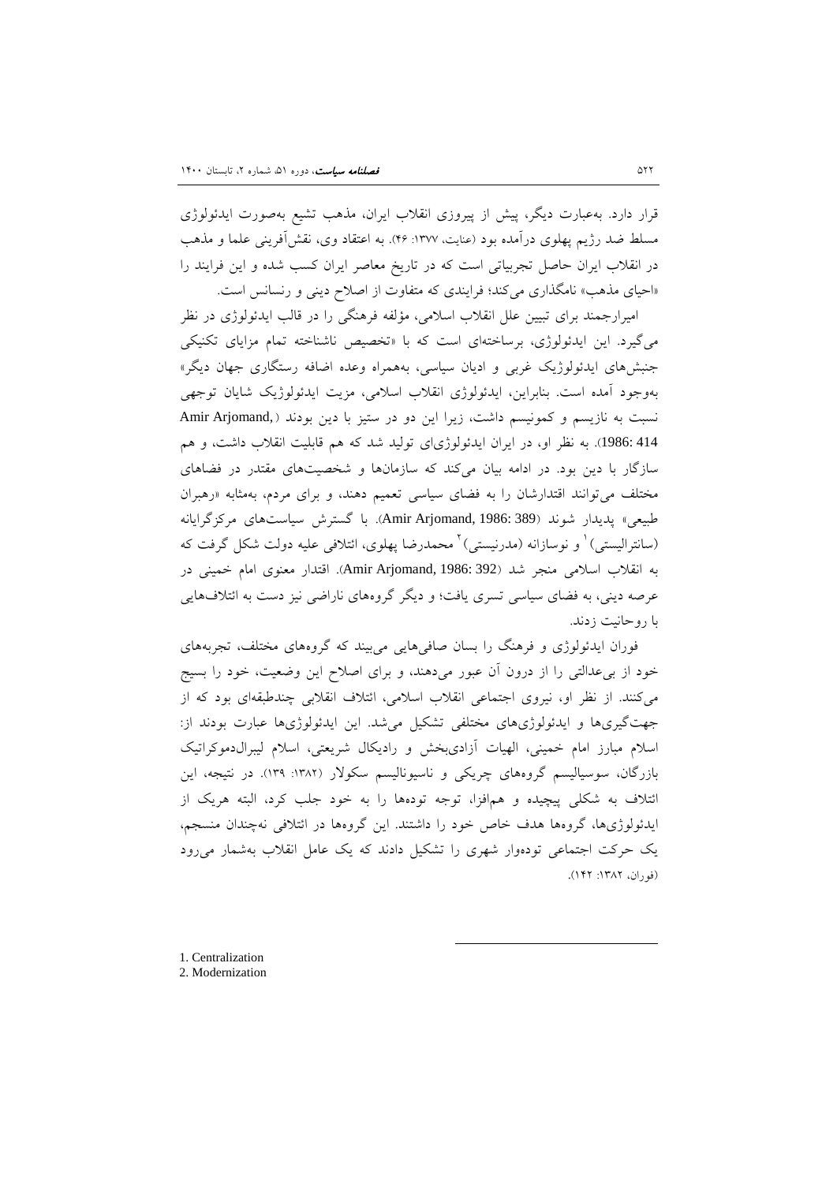قرار دارد. به‌عبارت دیگر، پیش از پیروزی انقلاب ایران، مذهب تشیع به‌صورت ایدئولوژی مسلط ضد رژیم پهلوی درآمده بود (عنایت، ۱۳۷۷: ۴۶). به اعتقاد وی، نقش‌آفرینی علما و مذهب در انقلاب ایران حاصل تجربیاتی است که در تاریخ معاصر ایران کسب شده و این فرایند را «احیای مذهب» نامگذاری می‌کند؛ فرایندی که متفاوت از اصلاح دینی و رنسانس است.

امیرارجمند برای تبیین علل انقلاب اسلامی، مؤلفه فرهنگی را در قالب ایدئولوژی در نظر می‌گیرد. این ایدئولوژی، برساخته‌ای است که با «تخصیص ناشناخته تمام مزایای تکنیکی جنبش‌های ایدئولوژیک غربی و ادیان سیاسی، به‌همراه وعده اضافه رستگاری جهان دیگر» به‌وجود آمده است. بنابراین، ایدئولوژی انقلاب اسلامی، مزیت ایدئولوژیک شایان توجهی نسبت به نازیسم و کمونیسم داشت، زیرا این دو در ستیز با دین بودند (Amir Arjomand, 1986: 414). به نظر او، در ایران ایدئولوژی‌ای تولید شد که هم قابلیت انقلاب داشت، و هم سازگار با دین بود. در ادامه بیان می‌کند که سازمان‌ها و شخصیت‌های مقتدر در فضاهای مختلف می‌توانند اقتدارشان را به فضای سیاسی تعمیم دهند، و برای مردم، به‌مثابه «رهبران طبیعی» پدیدار شوند (Amir Arjomand, 1986: 389). با گسترش سیاست‌های مرکزگرایانه (سانترالیستی)[1] و نوسازانه (مدرنیستی)[2] محمدرضا پهلوی، ائتلافی علیه دولت شکل گرفت که به انقلاب اسلامی منجر شد (Amir Arjomand, 1986: 392). اقتدار معنوی امام خمینی در عرصه دینی، به فضای سیاسی تسری یافت؛ و دیگر گروه‌های ناراضی نیز دست به ائتلاف‌هایی با روحانیت زدند.

فوران ایدئولوژی و فرهنگ را بسان صافی‌هایی می‌بیند که گروه‌های مختلف، تجربه‌های خود از بی‌عدالتی را از درون آن عبور می‌دهند، و برای اصلاح این وضعیت، خود را بسیج می‌کنند. از نظر او، نیروی اجتماعی انقلاب اسلامی، ائتلاف انقلابی چندطبقه‌ای بود که از جهت‌گیری‌ها و ایدئولوژی‌های مختلفی تشکیل می‌شد. این ایدئولوژی‌ها عبارت بودند از: اسلام مبارز امام خمینی، الهیات آزادی‌بخش و رادیکال شریعتی، اسلام لیبرال‌دموکراتیک بازرگان، سوسیالیسم گروه‌های چریکی و ناسیونالیسم سکولار (۱۳۸۲: ۱۳۹). در نتیجه، این ائتلاف به شکلی پیچیده و هم‌افزا، توجه توده‌ها را به خود جلب کرد، البته هریک از ایدئولوژی‌ها، گروه‌ها هدف خاص خود را داشتند. این گروه‌ها در ائتلافی نه‌چندان منسجم، یک حرکت اجتماعی توده‌وار شهری را تشکیل دادند که یک عامل انقلاب به‌شمار می‌رود (فوران، ۱۳۸۲: ۱۴۲).

---

1. Centralization
2. Modernization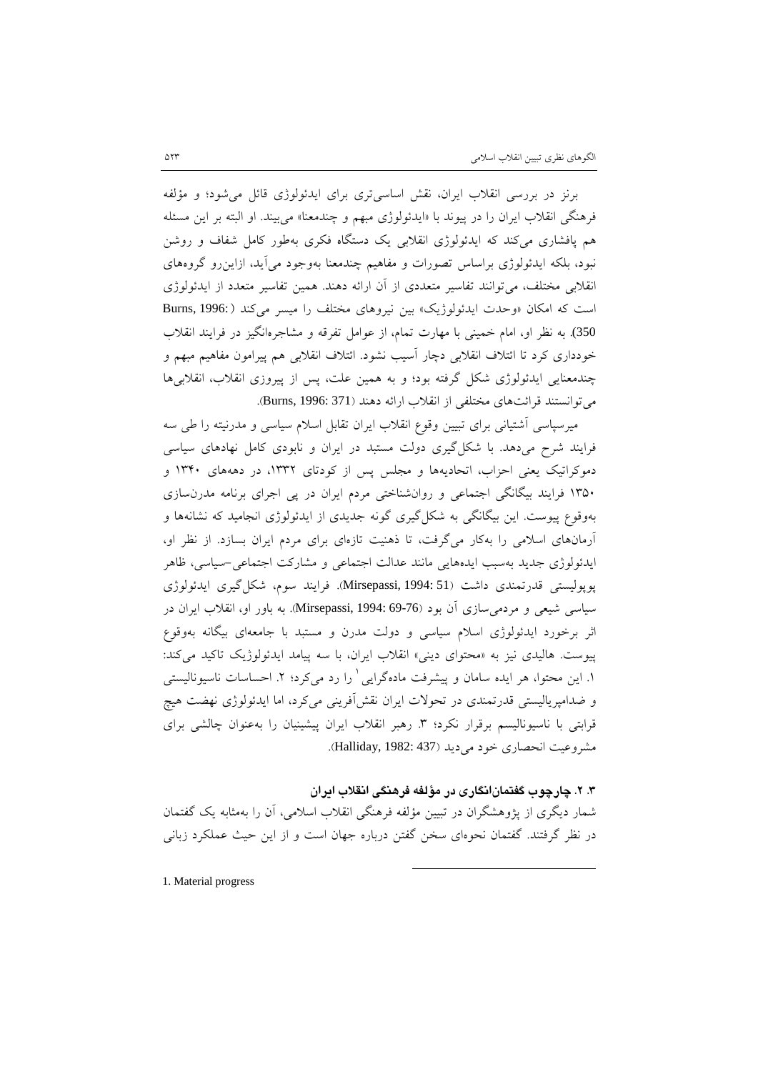برنز در بررسی انقلاب ایران، نقش اساسی‌تری برای ایدئولوژی قائل می‌شود؛ و مؤلفه فرهنگی انقلاب ایران را در پیوند با «ایدئولوژی مبهم و چندمعنا» می‌بیند. او البته بر این مسئله هم پافشاری می‌کند که ایدئولوژی انقلابی یک دستگاه فکری به‌طور کامل شفاف و روشن نبود، بلکه ایدئولوژی براساس تصورات و مفاهیم چندمعنا به‌وجود می‌آید، ازاین‌رو گروه‌های انقلابی مختلف، می‌توانند تفاسیر متعددی از آن ارائه دهند. همین تفاسیر متعدد از ایدئولوژی است که امکان «وحدت ایدئولوژیک» بین نیروهای مختلف را میسر می‌کند (Burns, 1996: 350). به نظر او، امام خمینی با مهارت تمام، از عوامل تفرقه و مشاجره‌انگیز در فرایند انقلاب خودداری کرد تا ائتلاف انقلابی دچار آسیب نشود. ائتلاف انقلابی هم پیرامون مفاهیم مبهم و چندمعنایی ایدئولوژی شکل گرفته بود؛ و به همین علت، پس از پیروزی انقلاب، انقلابی‌ها می‌توانستند قرائت‌های مختلفی از انقلاب ارائه دهند (Burns, 1996: 371).

میرسپاسی آشتیانی برای تبیین وقوع انقلاب ایران تقابل اسلام سیاسی و مدرنیته را طی سه فرایند شرح می‌دهد. با شکل‌گیری دولت مستبد در ایران و نابودی کامل نهادهای سیاسی دموکراتیک یعنی احزاب، اتحادیه‌ها و مجلس پس از کودتای ۱۳۳۲، در دهه‌های ۱۳۴۰ و ۱۳۵۰ فرایند بیگانگی اجتماعی و روان‌شناختی مردم ایران در پی اجرای برنامه مدرن‌سازی به‌وقوع پیوست. این بیگانگی به شکل‌گیری گونه جدیدی از ایدئولوژی انجامید که نشانه‌ها و آرمان‌های اسلامی را به‌کار می‌گرفت، تا ذهنیت تازه‌ای برای مردم ایران بسازد. از نظر او، ایدئولوژی جدید به‌سبب ایده‌هایی مانند عدالت اجتماعی و مشارکت اجتماعی-سیاسی، ظاهر پوپولیستی قدرتمندی داشت (Mirsepassi, 1994: 51). فرایند سوم، شکل‌گیری ایدئولوژی سیاسی شیعی و مردمی‌سازی آن بود (Mirsepassi, 1994: 69-76). به باور او، انقلاب ایران در اثر برخورد ایدئولوژی اسلام سیاسی و دولت مدرن و مستبد با جامعه‌ای بیگانه به‌وقوع پیوست. هالیدی نیز به «محتوای دینی» انقلاب ایران، با سه پیامد ایدئولوژیک تاکید می‌کند: ۱. این محتوا، هر ایده سامان و پیشرفت ماده‌گرایی[1] را رد می‌کرد؛ ۲. احساسات ناسیونالیستی و ضدامپریالیستی قدرتمندی در تحولات ایران نقش‌آفرینی می‌کرد، اما ایدئولوژی نهضت هیچ قرابتی با ناسیونالیسم برقرار نکرد؛ ۳. رهبر انقلاب ایران پیشینیان را به‌عنوان چالشی برای مشروعیت انحصاری خود می‌دید (Halliday, 1982: 437).

### ۳. ۲. چارچوب گفتمان‌انگاری در مؤلفه فرهنگی انقلاب ایران

شمار دیگری از پژوهشگران در تبیین مؤلفه فرهنگی انقلاب اسلامی، آن را به‌مثابه یک گفتمان در نظر گرفتند. گفتمان نحوه‌ای سخن گفتن درباره جهان است و از این حیث عملکرد زبانی

---

1. Material progress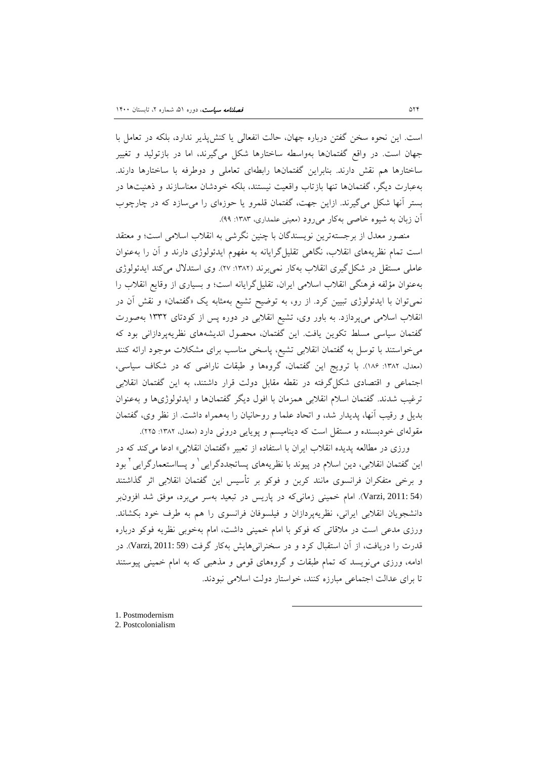است. این نحوه سخن گفتن درباره جهان، حالت انفعالی یا کنش‌پذیر ندارد، بلکه در تعامل با جهان است. در واقع گفتمان‌ها به‌واسطه ساختارها شکل می‌گیرند، اما در بازتولید و تغییر ساختارها هم نقش دارند. بنابراین گفتمان‌ها رابطه‌ای تعاملی و دوطرفه با ساختارها دارند. به‌عبارت دیگر، گفتمان‌ها تنها بازتاب واقعیت نیستند، بلکه خودشان معناسازند و ذهنیت‌ها در بستر آنها شکل می‌گیرند. ازاین جهت، گفتمان قلمرو یا حوزه‌ای را می‌سازد که در چارچوب آن زبان به شیوه خاصی به‌کار می‌رود (معینی علمداری، ۱۳۸۳: ۹۹).

منصور معدل از برجسته‌ترین نویسندگان با چنین نگرشی به انقلاب اسلامی است؛ و معتقد است تمام نظریه‌های انقلاب، نگاهی تقلیل‌گرایانه به مفهوم ایدئولوژی دارند و آن را به‌عنوان عاملی مستقل در شکل‌گیری انقلاب به‌کار نمی‌برند (۱۳۸۲: ۲۷). وی استدلال می‌کند ایدئولوژی به‌عنوان مؤلفه فرهنگی انقلاب اسلامی ایران، تقلیل‌گرایانه است؛ و بسیاری از وقایع انقلاب را نمی‌توان با ایدئولوژی تبیین کرد. از رو، به توضیح تشیع به‌مثابه یک «گفتمان» و نقش آن در انقلاب اسلامی می‌پردازد. به باور وی، تشیع انقلابی در دوره پس از کودتای ۱۳۳۲ به‌صورت گفتمان سیاسی مسلط تکوین یافت. این گفتمان، محصول اندیشه‌های نظریه‌پردازانی بود که می‌خواستند با توسل به گفتمان انقلابی تشیع، پاسخی مناسب برای مشکلات موجود ارائه کنند (معدل، ۱۳۸۲: ۱۸۶). با ترویج این گفتمان، گروه‌ها و طبقات ناراضی که در شکاف سیاسی، اجتماعی و اقتصادی شکل‌گرفته در نقطه مقابل دولت قرار داشتند، به این گفتمان انقلابی ترغیب شدند. گفتمان اسلام انقلابی همزمان با افول دیگر گفتمان‌ها و ایدئولوژی‌ها و به‌عنوان بدیل و رقیب آنها، پدیدار شد، و اتحاد علما و روحانیان را به‌همراه داشت. از نظر وی، گفتمان مقوله‌ای خودبسنده و مستقل است که دینامیسم و پویایی درونی دارد (معدل، ۱۳۸۲: ۲۲۵).

ورزی در مطالعه پدیده انقلاب ایران با استفاده از تعبیر «گفتمان انقلابی» ادعا می‌کند که در این گفتمان انقلابی، دین اسلام در پیوند با نظریه‌های پساتجددگرایی[1] و پسااستعمارگرایی[2] بود و برخی متفکران فرانسوی مانند کربن و فوکو بر تأسیس این گفتمان انقلابی اثر گذاشتند (Varzi, 2011: 54). امام خمینی زمانی‌که در پاریس در تبعید به‌سر می‌برد، موفق شد افزون‌بر دانشجویان انقلابی ایرانی، نظریه‌پردازان و فیلسوفان فرانسوی را هم به طرف خود بکشاند. ورزی مدعی است در ملاقاتی که فوکو با امام خمینی داشت، امام به‌خوبی نظریه فوکو درباره قدرت را دریافت، از آن استقبال کرد و در سخنرانی‌هایش به‌کار گرفت (Varzi, 2011: 59). در ادامه، ورزی می‌نویسد که تمام طبقات و گروه‌های قومی و مذهبی که به امام خمینی پیوستند تا برای عدالت اجتماعی مبارزه کنند، خواستار دولت اسلامی نبودند.

1. Postmodernism
2. Postcolonialism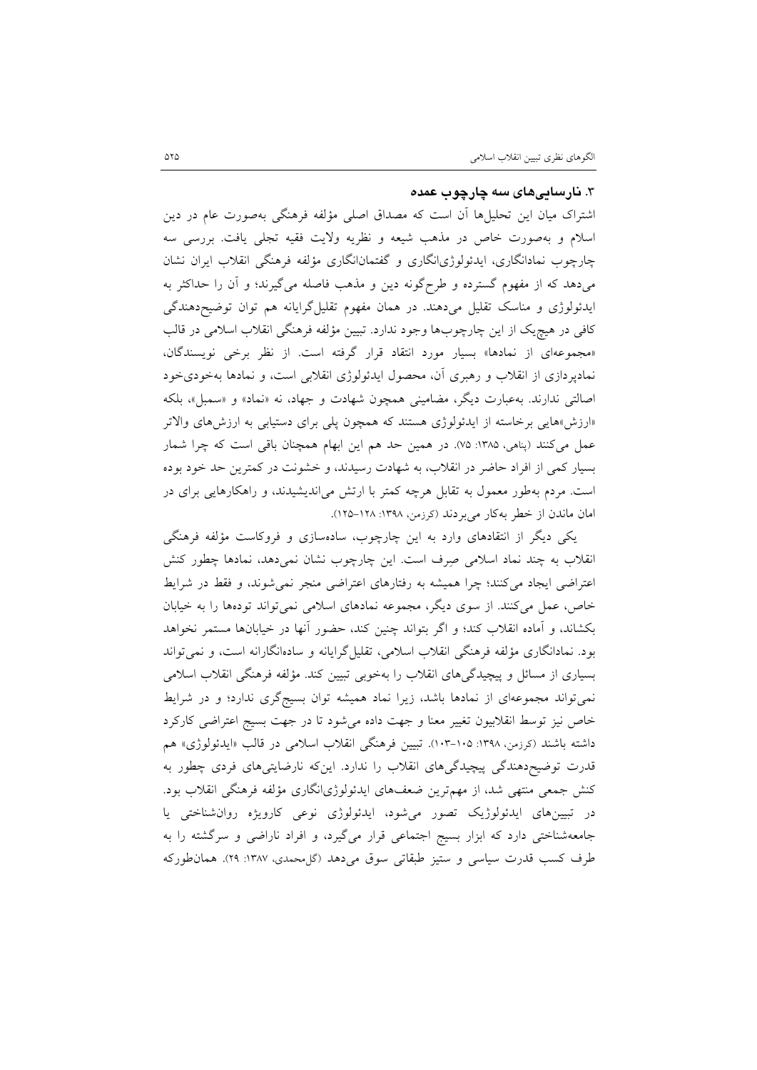### ۳. نارسایی‌های سه چارچوب عمده

اشتراک میان این تحلیل‌ها آن است که مصداق اصلی مؤلفه فرهنگی به‌صورت عام در دین اسلام و به‌صورت خاص در مذهب شیعه و نظریه ولایت فقیه تجلی یافت. بررسی سه چارچوب نمادانگاری، ایدئولوژی‌انگاری و گفتمان‌انگاری مؤلفه فرهنگی انقلاب ایران نشان می‌دهد که از مفهوم گسترده و طرح‌گونه دین و مذهب فاصله می‌گیرند؛ و آن را حداکثر به ایدئولوژی و مناسک تقلیل می‌دهند. در همان مفهوم تقلیل‌گرایانه هم توان توضیح‌دهندگی کافی در هیچ‌یک از این چارچوب‌ها وجود ندارد. تبیین مؤلفه فرهنگی انقلاب اسلامی در قالب «مجموعه‌ای از نمادها» بسیار مورد انتقاد قرار گرفته است. از نظر برخی نویسندگان، نمادپردازی از انقلاب و رهبری آن، محصول ایدئولوژی انقلابی است، و نمادها به‌خودی‌خود اصالتی ندارند. به‌عبارت دیگر، مضامینی همچون شهادت و جهاد، نه «نماد» و «سمبل»، بلکه «ارزش»هایی برخاسته از ایدئولوژی هستند که همچون پلی برای دستیابی به ارزش‌های والاتر عمل می‌کنند (پناهی، ۱۳۸۵: ۷۵). در همین حد هم این ابهام همچنان باقی است که چرا شمار بسیار کمی از افراد حاضر در انقلاب، به شهادت رسیدند، و خشونت در کمترین حد خود بوده است. مردم به‌طور معمول به تقابل هرچه کمتر با ارتش می‌اندیشیدند، و راهکارهایی برای در امان ماندن از خطر به‌کار می‌بردند (کرزمن، ۱۳۹۸: ۱۲۸-۱۲۵).

یکی دیگر از انتقادهای وارد به این چارچوب، ساده‌سازی و فروکاست مؤلفه فرهنگی انقلاب به چند نماد اسلامی صِرف است. این چارچوب نشان نمی‌دهد، نمادها چطور کنش اعتراضی ایجاد می‌کنند؛ چرا همیشه به رفتارهای اعتراضی منجر نمی‌شوند، و فقط در شرایط خاص، عمل می‌کنند. از سوی دیگر، مجموعه نمادهای اسلامی نمی‌تواند توده‌ها را به خیابان بکشاند، و آماده انقلاب کند؛ و اگر بتواند چنین کند، حضور آنها در خیابان‌ها مستمر نخواهد بود. نمادانگاری مؤلفه فرهنگی انقلاب اسلامی، تقلیل‌گرایانه و ساده‌انگارانه است، و نمی‌تواند بسیاری از مسائل و پیچیدگی‌های انقلاب را به‌خوبی تبیین کند. مؤلفه فرهنگی انقلاب اسلامی نمی‌تواند مجموعه‌ای از نمادها باشد، زیرا نماد همیشه توان بسیج‌گری ندارد؛ و در شرایط خاص نیز توسط انقلابیون تغییر معنا و جهت داده می‌شود تا در جهت بسیج اعتراضی کارکرد داشته باشند (کرزمن، ۱۳۹۸: ۱۰۵-۱۰۳). تبیین فرهنگی انقلاب اسلامی در قالب «ایدئولوژی» هم قدرت توضیح‌دهندگی پیچیدگی‌های انقلاب را ندارد. اینکه نارضایتی‌های فردی چطور به کنش جمعی منتهی شد، از مهم‌ترین ضعف‌های ایدئولوژی‌انگاری مؤلفه فرهنگی انقلاب بود. در تبیین‌های ایدئولوژیک تصور می‌شود، ایدئولوژی نوعی کارویژه روان‌شناختی یا جامعه‌شناختی دارد که ابزار بسیج اجتماعی قرار می‌گیرد، و افراد ناراضی و سرگشته را به طرف کسب قدرت سیاسی و ستیز طبقاتی سوق می‌دهد (گل‌محمدی، ۱۳۸۷: ۲۹). همان‌طورکه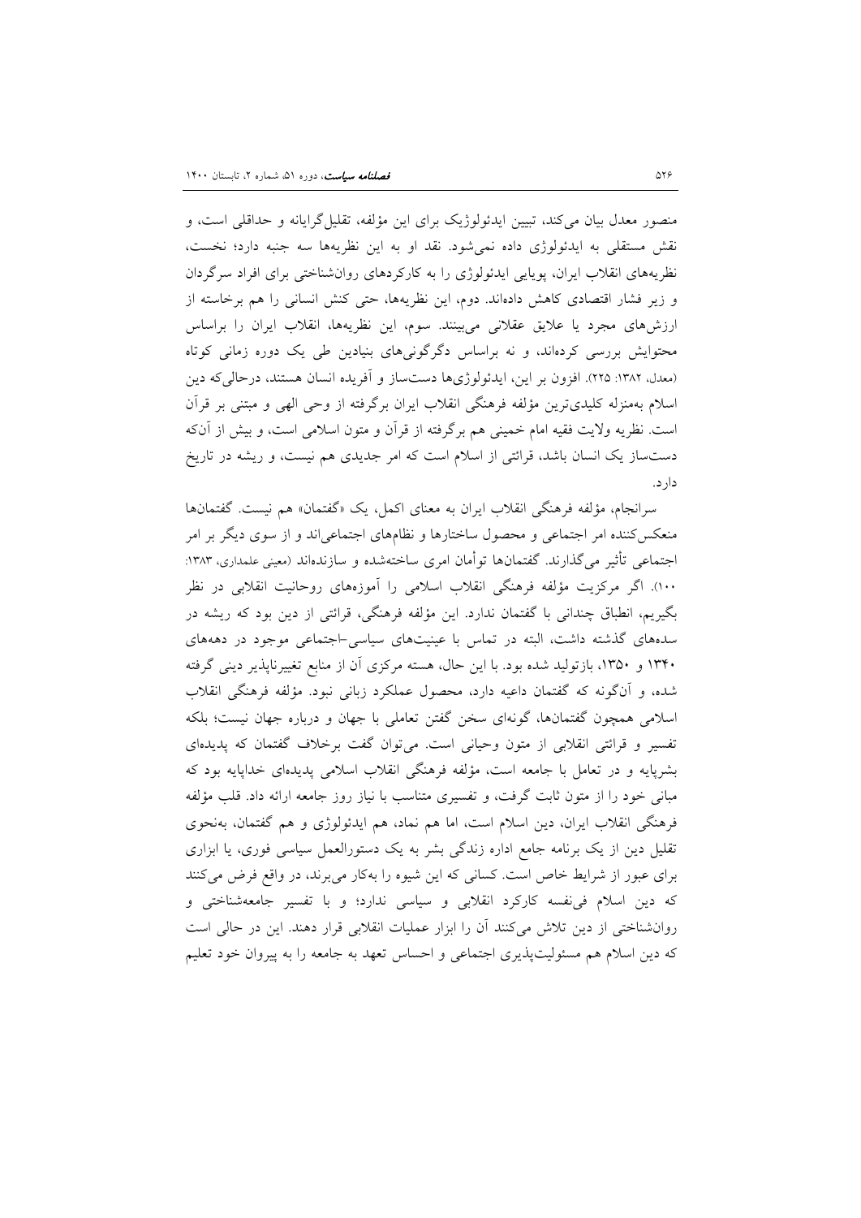منصور معدل بیان می‌کند، تبیین ایدئولوژیک برای این مؤلفه، تقلیل‌گرایانه و حداقلی است، و نقش مستقلی به ایدئولوژی داده نمی‌شود. نقد او به این نظریه‌ها سه جنبه دارد؛ نخست، نظریه‌های انقلاب ایران، پویایی ایدئولوژی را به کارکردهای روان‌شناختی برای افراد سرگردان و زیر فشار اقتصادی کاهش داده‌اند. دوم، این نظریه‌ها، حتی کنش انسانی را هم برخاسته از ارزش‌های مجرد یا علایق عقلانی می‌بینند. سوم، این نظریه‌ها، انقلاب ایران را براساس محتوایش بررسی کرده‌اند، و نه براساس دگرگونی‌های بنیادین طی یک دوره زمانی کوتاه (معدل، ۱۳۸۲: ۲۲۵). افزون بر این، ایدئولوژی‌ها دست‌ساز و آفریده انسان هستند، درحالی‌که دین اسلام به‌منزله کلیدی‌ترین مؤلفه فرهنگی انقلاب ایران برگرفته از وحی الهی و مبتنی بر قرآن است. نظریه ولایت فقیه امام خمینی هم برگرفته از قرآن و متون اسلامی است، و بیش از آن‌که دست‌ساز یک انسان باشد، قرائتی از اسلام است که امر جدیدی هم نیست، و ریشه در تاریخ دارد.

سرانجام، مؤلفه فرهنگی انقلاب ایران به معنای اکمل، یک «گفتمان» هم نیست. گفتمان‌ها منعکس‌کننده امر اجتماعی و محصول ساختارها و نظام‌های اجتماعی‌اند و از سوی دیگر بر امر اجتماعی تأثیر می‌گذارند. گفتمان‌ها توأمان امری ساخته‌شده و سازنده‌اند (معینی علمداری، ۱۳۸۳: ۱۰۰). اگر مرکزیت مؤلفه فرهنگی انقلاب اسلامی را آموزه‌های روحانیت انقلابی در نظر بگیریم، انطباق چندانی با گفتمان ندارد. این مؤلفه فرهنگی، قرائتی از دین بود که ریشه در سده‌های گذشته داشت، البته در تماس با عینیت‌های سیاسی-اجتماعی موجود در دهه‌های ۱۳۴۰ و ۱۳۵۰، بازتولید شده بود. با این حال، هسته مرکزی آن از منابع تغییرناپذیر دینی گرفته شده، و آن‌گونه که گفتمان داعیه دارد، محصول عملکرد زبانی نبود. مؤلفه فرهنگی انقلاب اسلامی همچون گفتمان‌ها، گونه‌ای سخن گفتن تعاملی با جهان و درباره جهان نیست؛ بلکه تفسیر و قرائتی انقلابی از متون وحیانی است. می‌توان گفت برخلاف گفتمان که پدیده‌ای بشرپایه و در تعامل با جامعه است، مؤلفه فرهنگی انقلاب اسلامی پدیده‌ای خداپایه بود که مبانی خود را از متون ثابت گرفت، و تفسیری متناسب با نیاز روز جامعه ارائه داد. قلب مؤلفه فرهنگی انقلاب ایران، دین اسلام است، اما هم نماد، هم ایدئولوژی و هم گفتمان، به‌نحوی تقلیل دین از یک برنامه جامع اداره زندگی بشر به یک دستورالعمل سیاسی فوری، یا ابزاری برای عبور از شرایط خاص است. کسانی که این شیوه را به‌کار می‌برند، در واقع فرض می‌کنند که دین اسلام فی‌نفسه کارکرد انقلابی و سیاسی ندارد؛ و با تفسیر جامعه‌شناختی و روان‌شناختی از دین تلاش می‌کنند آن را ابزار عملیات انقلابی قرار دهند. این در حالی است که دین اسلام هم مسئولیت‌پذیری اجتماعی و احساس تعهد به جامعه را به پیروان خود تعلیم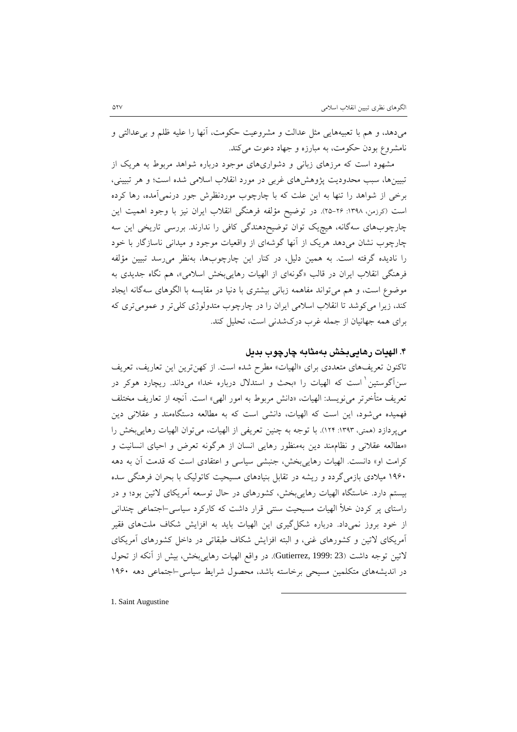می‌دهد، و هم با تعبیه‌هایی مثل عدالت و مشروعیت حکومت، آنها را علیه ظلم و بی‌عدالتی و نامشروع بودن حکومت، به مبارزه و جهاد دعوت می‌کند.

مشهود است که مرزهای زبانی و دشواری‌های موجود درباره شواهد مربوط به هریک از تبیین‌ها، سبب محدودیت پژوهش‌های غربی در مورد انقلاب اسلامی شده است؛ و هر تبیینی، برخی از شواهد را تنها به این علت که با چارچوب موردنظرش جور درنمی‌آمده، رها کرده است (کرزمن، ۱۳۹۸: ۲۶-۲۵). در توضیح مؤلفه فرهنگی انقلاب ایران نیز با وجود اهمیت این چارچوب‌های سه‌گانه، هیچ‌یک توان توضیح‌دهندگی کافی را ندارند. بررسی تاریخی این سه چارچوب نشان می‌دهد هریک از آنها گوشه‌ای از واقعیات موجود و میدانی ناسازگار با خود را نادیده گرفته است. به همین دلیل، در کنار این چارچوب‌ها، به‌نظر می‌رسد تبیین مؤلفه فرهنگی انقلاب ایران در قالب «گونه‌ای از الهیات رهایی‌بخش اسلامی»، هم نگاه جدیدی به موضوع است، و هم می‌تواند مفاهمه زبانی بیشتری با دنیا در مقایسه با الگوهای سه‌گانه ایجاد کند، زیرا می‌کوشد تا انقلاب اسلامی ایران را در چارچوب متدولوژی کلی‌تر و عمومی‌تری که برای همه جهانیان از جمله غرب درک‌شدنی است، تحلیل کند.

## ۴. الهیات رهایی‌بخش به‌مثابه چارچوب بدیل

تاکنون تعریف‌های متعددی برای «الهیات» مطرح شده است. از کهن‌ترین این تعاریف، تعریف سن‌آگوستین[1] است که الهیات را «بحث و استدلال درباره خدا» می‌داند. ریچارد هوکر در تعریف متأخرتر می‌نویسد: الهیات، «دانش مربوط به امور الهی» است. آنچه از تعاریف مختلف فهمیده می‌شود، این است که الهیات، دانشی است که به مطالعه دستگاه‌مند و عقلانی دین می‌پردازد (همتی، ۱۳۹۳: ۱۲۴). با توجه به چنین تعریفی از الهیات، می‌توان الهیات رهایی‌بخش را «مطالعه عقلانی و نظام‌مند دین به‌منظور رهایی انسان از هرگونه تعرض و احیای انسانیت و کرامت او» دانست. الهیات رهایی‌بخش، جنبشی سیاسی و اعتقادی است که قدمت آن به دهه ۱۹۶۰ میلادی بازمی‌گردد و ریشه در تقابل بنیادهای مسیحیت کاتولیک با بحران فرهنگی سده بیستم دارد. خاستگاه الهیات رهایی‌بخش، کشورهای در حال توسعه آمریکای لاتین بود؛ و در راستای پر کردن خلأ الهیات مسیحیت سنتی قرار داشت که کارکرد سیاسی-اجتماعی چندانی از خود بروز نمی‌داد. درباره شکل‌گیری این الهیات باید به افزایش شکاف ملت‌های فقیر آمریکای لاتین و کشورهای غنی، و البته افزایش شکاف طبقاتی در داخل کشورهای آمریکای لاتین توجه داشت (Gutierrez, 1999: 23). در واقع الهیات رهایی‌بخش، بیش از آنکه از تحول در اندیشه‌های متکلمین مسیحی برخاسته باشد، محصول شرایط سیاسی-اجتماعی دهه ۱۹۶۰

---

1. Saint Augustine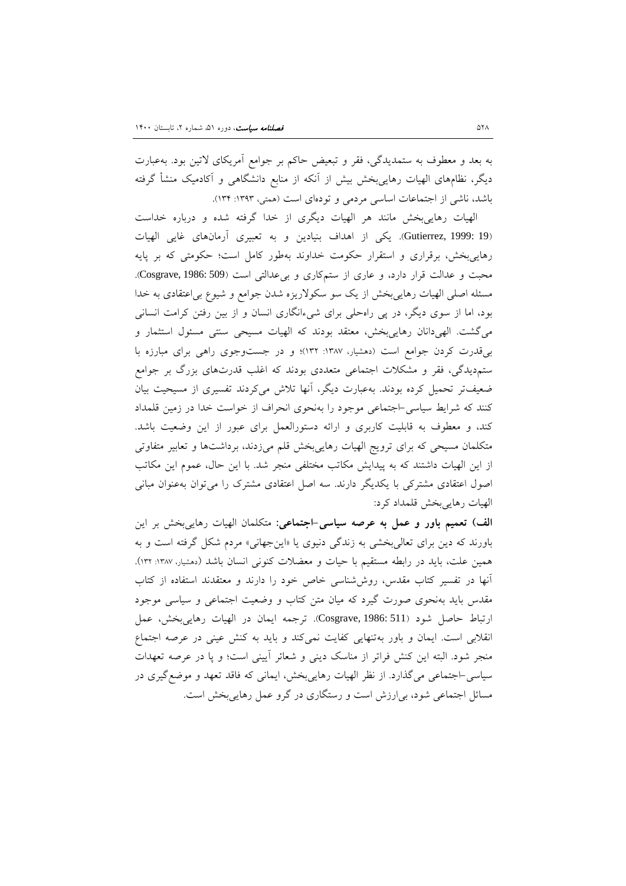به بعد و معطوف به ستمدیدگی، فقر و تبعیض حاکم بر جوامع آمریکای لاتین بود. به‌عبارت دیگر، نظام‌های الهیات رهایی‌بخش بیش از آنکه از منابع دانشگاهی و آکادمیک منشأ گرفته باشد، ناشی از اجتماعات اساسی مردمی و توده‌ای است (همتی، ۱۳۹۳: ۱۳۴).

الهیات رهایی‌بخش مانند هر الهیات دیگری از خدا گرفته شده و درباره خداست (Gutierrez, 1999: 19). یکی از اهداف بنیادین و به تعبیری آرمان‌های غایی الهیات رهایی‌بخش، برقراری و استقرار حکومت خداوند به‌طور کامل است؛ حکومتی که بر پایه محبت و عدالت قرار دارد، و عاری از ستمکاری و بی‌عدالتی است (Cosgrave, 1986: 509). مسئله اصلی الهیات رهایی‌بخش از یک سو سکولاریزه شدن جوامع و شیوع بی‌اعتقادی به خدا بود، اما از سوی دیگر، در پی راه‌حلی برای شیء‌انگاری انسان و از بین رفتن کرامت انسانی می‌گشت. الهی‌دانان رهایی‌بخش، معتقد بودند که الهیات مسیحی سنتی مسئول استثمار و بی‌قدرت کردن جوامع است (دهشیار، ۱۳۸۷: ۱۳۲)؛ و در جست‌وجوی راهی برای مبارزه با ستم‌دیدگی، فقر و مشکلات اجتماعی متعددی بودند که اغلب قدرت‌های بزرگ بر جوامع ضعیف‌تر تحمیل کرده بودند. به‌عبارت دیگر، آنها تلاش می‌کردند تفسیری از مسیحیت بیان کنند که شرایط سیاسی-اجتماعی موجود را به‌نحوی انحراف از خواست خدا در زمین قلمداد کند، و معطوف به قابلیت کاربری و ارائه دستورالعمل برای عبور از این وضعیت باشد. متکلمان مسیحی که برای ترویج الهیات رهایی‌بخش قلم می‌زدند، برداشت‌ها و تعابیر متفاوتی از این الهیات داشتند که به پیدایش مکاتب مختلفی منجر شد. با این حال، عموم این مکاتب اصول اعتقادی مشترکی با یکدیگر دارند. سه اصل اعتقادی مشترک را می‌توان به‌عنوان مبانی الهیات رهایی‌بخش قلمداد کرد:

**الف) تعمیم باور و عمل به عرصه سیاسی-اجتماعی:** متکلمان الهیات رهایی‌بخش بر این باورند که دین برای تعالی‌بخشی به زندگی دنیوی یا «این‌جهانی» مردم شکل گرفته است و به همین علت، باید در رابطه مستقیم با حیات و معضلات کنونی انسان باشد (دهشیار، ۱۳۸۷: ۱۳۲). آنها در تفسیر کتاب مقدس، روش‌شناسی خاص خود را دارند و معتقدند استفاده از کتاب مقدس باید به‌نحوی صورت گیرد که میان متن کتاب و وضعیت اجتماعی و سیاسی موجود ارتباط حاصل شود (Cosgrave, 1986: 511). ترجمه ایمان در الهیات رهایی‌بخش، عمل انقلابی است. ایمان و باور به‌تنهایی کفایت نمی‌کند و باید به کنش عینی در عرصه اجتماع منجر شود. البته این کنش فراتر از مناسک دینی و شعائر آیینی است؛ و پا در عرصه تعهدات سیاسی-اجتماعی می‌گذارد. از نظر الهیات رهایی‌بخش، ایمانی که فاقد تعهد و موضع‌گیری در مسائل اجتماعی شود، بی‌ارزش است و رستگاری در گرو عمل رهایی‌بخش است.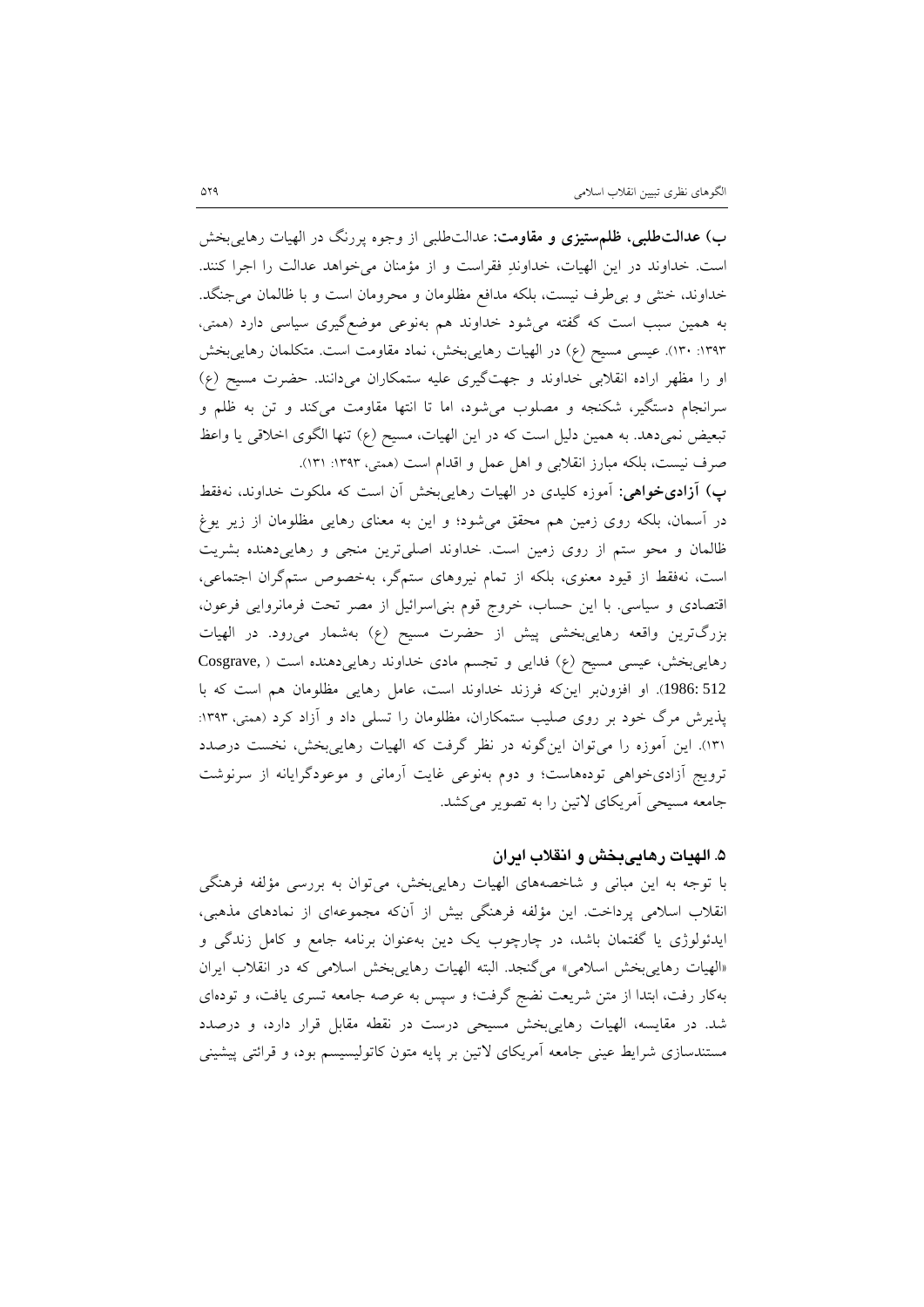**ب) عدالت‌طلبی، ظلم‌ستیزی و مقاومت:** عدالت‌طلبی از وجوه پررنگ در الهیات رهایی‌بخش است. خداوند در این الهیات، خداوندِ فقراست و از مؤمنان می‌خواهد عدالت را اجرا کنند. خداوند، خنثی و بی‌طرف نیست، بلکه مدافع مظلومان و محرومان است و با ظالمان می‌جنگد. به همین سبب است که گفته می‌شود خداوند هم به‌نوعی موضع‌گیری سیاسی دارد (همتی، ۱۳۹۳: ۱۳۰). عیسی مسیح (ع) در الهیات رهایی‌بخش، نماد مقاومت است. متکلمان رهایی‌بخش او را مظهر اراده انقلابی خداوند و جهت‌گیری علیه ستمکاران می‌دانند. حضرت مسیح (ع) سرانجام دستگیر، شکنجه و مصلوب می‌شود، اما تا انتها مقاومت می‌کند و تن به ظلم و تبعیض نمی‌دهد. به همین دلیل است که در این الهیات، مسیح (ع) تنها الگوی اخلاقی یا واعظ صرف نیست، بلکه مبارز انقلابی و اهل عمل و اقدام است (همتی، ۱۳۹۳: ۱۳۱).

**پ) آزادی‌خواهی:** آموزه کلیدی در الهیات رهایی‌بخش آن است که ملکوت خداوند، نه‌فقط در آسمان، بلکه روی زمین هم محقق می‌شود؛ و این به معنای رهایی مظلومان از زیر یوغ ظالمان و محو ستم از روی زمین است. خداوند اصلی‌ترین منجی و رهایی‌دهنده بشریت است، نه‌فقط از قیود معنوی، بلکه از تمام نیروهای ستمگر، به‌خصوص ستمگران اجتماعی، اقتصادی و سیاسی. با این حساب، خروج قوم بنی‌اسرائیل از مصر تحت فرمانروایی فرعون، بزرگ‌ترین واقعه رهایی‌بخشی پیش از حضرت مسیح (ع) به‌شمار می‌رود. در الهیات رهایی‌بخش، عیسی مسیح (ع) فدایی و تجسم مادی خداوند رهایی‌دهنده است (Cosgrave, 1986: 512). او افزون‌بر این‌که فرزند خداوند است، عامل رهایی مظلومان هم است که با پذیرش مرگ خود بر روی صلیب ستمکاران، مظلومان را تسلی داد و آزاد کرد (همتی، ۱۳۹۳: ۱۳۱). این آموزه را می‌توان این‌گونه در نظر گرفت که الهیات رهایی‌بخش، نخست درصدد ترویج آزادی‌خواهی توده‌هاست؛ و دوم به‌نوعی غایت آرمانی و موعودگرایانه از سرنوشت جامعه مسیحی آمریکای لاتین را به تصویر می‌کشد.

## ۵. الهیات رهایی‌بخش و انقلاب ایران

با توجه به این مبانی و شاخصه‌های الهیات رهایی‌بخش، می‌توان به بررسی مؤلفه فرهنگی انقلاب اسلامی پرداخت. این مؤلفه فرهنگی بیش از آن‌که مجموعه‌ای از نمادهای مذهبی، ایدئولوژی یا گفتمان باشد، در چارچوب یک دین به‌عنوان برنامه جامع و کامل زندگی و «الهیات رهایی‌بخش اسلامی» می‌گنجد. البته الهیات رهایی‌بخش اسلامی که در انقلاب ایران به‌کار رفت، ابتدا از متن شریعت نضج گرفت؛ و سپس به عرصه جامعه تسری یافت، و توده‌ای شد. در مقایسه، الهیات رهایی‌بخش مسیحی درست در نقطه مقابل قرار دارد، و درصدد مستندسازی شرایط عینی جامعه آمریکای لاتین بر پایه متون کاتولیسیسم بود، و قرائتی پیشینی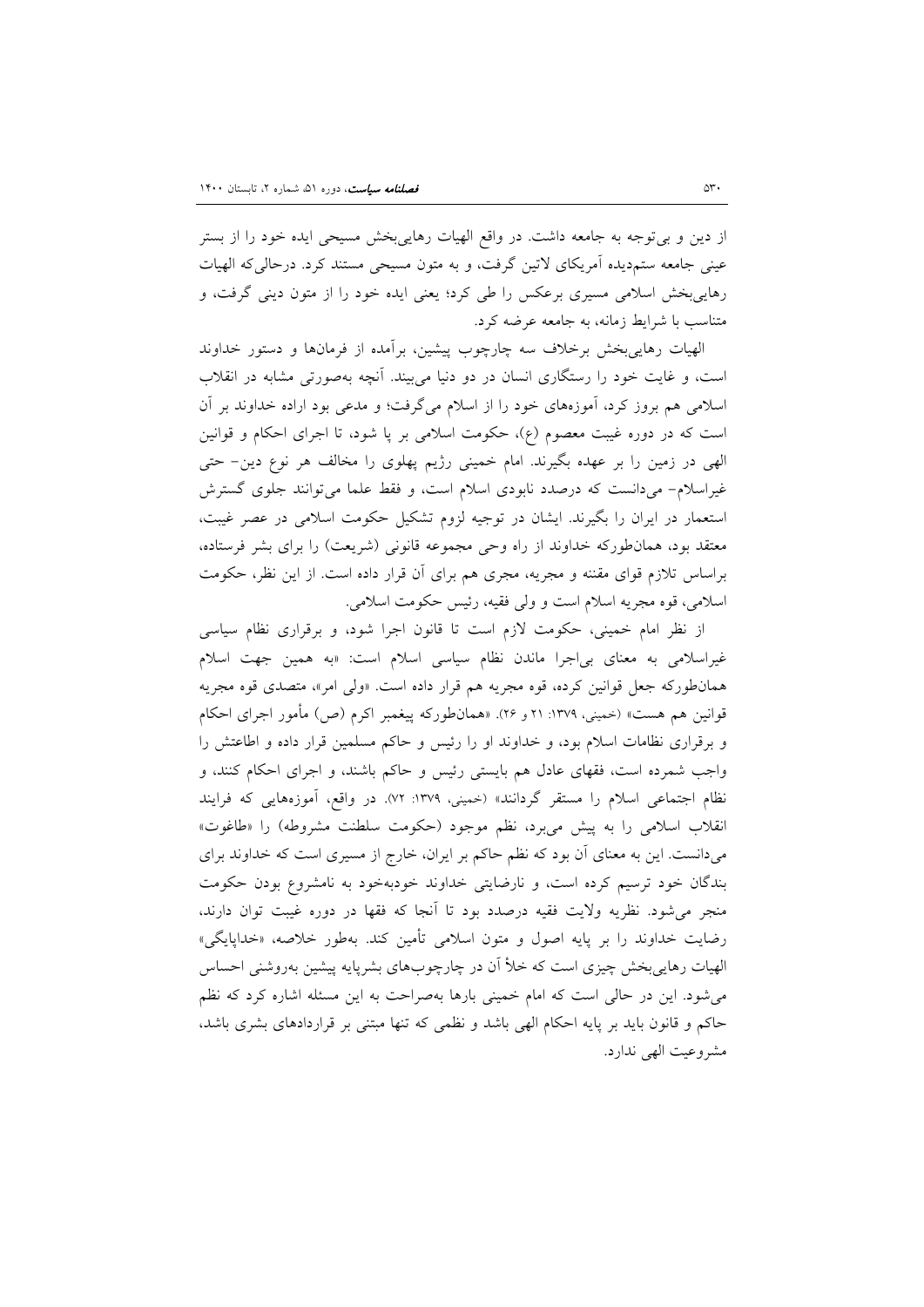از دین و بی‌توجه به جامعه داشت. در واقع الهیات رهایی‌بخش مسیحی ایده خود را از بستر عینی جامعه ستم‌دیده آمریکای لاتین گرفت، و به متون مسیحی مستند کرد. درحالی‌که الهیات رهایی‌بخش اسلامی مسیری برعکس را طی کرد؛ یعنی ایده خود را از متون دینی گرفت، و متناسب با شرایط زمانه، به جامعه عرضه کرد.

الهیات رهایی‌بخش برخلاف سه چارچوب پیشین، برآمده از فرمان‌ها و دستور خداوند است، و غایت خود را رستگاری انسان در دو دنیا می‌بیند. آنچه به‌صورتی مشابه در انقلاب اسلامی هم بروز کرد، آموزه‌های خود را از اسلام می‌گرفت؛ و مدعی بود اراده خداوند بر آن است که در دوره غیبت معصوم (ع)، حکومت اسلامی بر پا شود، تا اجرای احکام و قوانین الهی در زمین را بر عهده بگیرند. امام خمینی رژیم پهلوی را مخالف هر نوع دین- حتی غیراسلام- می‌دانست که درصدد نابودی اسلام است، و فقط علما می‌توانند جلوی گسترش استعمار در ایران را بگیرند. ایشان در توجیه لزوم تشکیل حکومت اسلامی در عصر غیبت، معتقد بود، همان‌طورکه خداوند از راه وحی مجموعه قانونی (شریعت) را برای بشر فرستاده، براساس تلازم قوای مقننه و مجریه، مجری هم برای آن قرار داده است. از این نظر، حکومت اسلامی، قوه مجریه اسلام است و ولی فقیه، رئیس حکومت اسلامی.

از نظر امام خمینی، حکومت لازم است تا قانون اجرا شود، و برقراری نظام سیاسی غیراسلامی به معنای بی‌اجرا ماندن نظام سیاسی اسلام است: «به همین جهت اسلام همان‌طورکه جعل قوانین کرده، قوه مجریه هم قرار داده است. «ولی امر»، متصدی قوه مجریه قوانین هم هست» (خمینی، ۱۳۷۹: ۲۱ و ۲۶). «همان‌طورکه پیغمبر اکرم (ص) مأمور اجرای احکام و برقراری نظامات اسلام بود، و خداوند او را رئیس و حاکم مسلمین قرار داده و اطاعتش را واجب شمرده است، فقهای عادل هم بایستی رئیس و حاکم باشند، و اجرای احکام کنند، و نظام اجتماعی اسلام را مستقر گردانند» (خمینی، ۱۳۷۹: ۷۲). در واقع، آموزه‌هایی که فرایند انقلاب اسلامی را به پیش می‌برد، نظم موجود (حکومت سلطنت مشروطه) را «طاغوت» می‌دانست. این به معنای آن بود که نظم حاکم بر ایران، خارج از مسیری است که خداوند برای بندگان خود ترسیم کرده است، و نارضایتی خداوند خودبه‌خود به نامشروع بودن حکومت منجر می‌شود. نظریه ولایت فقیه درصدد بود تا آنجا که فقها در دوره غیبت توان دارند، رضایت خداوند را بر پایه اصول و متون اسلامی تأمین کند. به‌طور خلاصه، «خداپایگی» الهیات رهایی‌بخش چیزی است که خلأ آن در چارچوب‌های بشرپایه پیشین به‌روشنی احساس می‌شود. این در حالی است که امام خمینی بارها به‌صراحت به این مسئله اشاره کرد که نظم حاکم و قانون باید بر پایه احکام الهی باشد و نظمی که تنها مبتنی بر قراردادهای بشری باشد، مشروعیت الهی ندارد.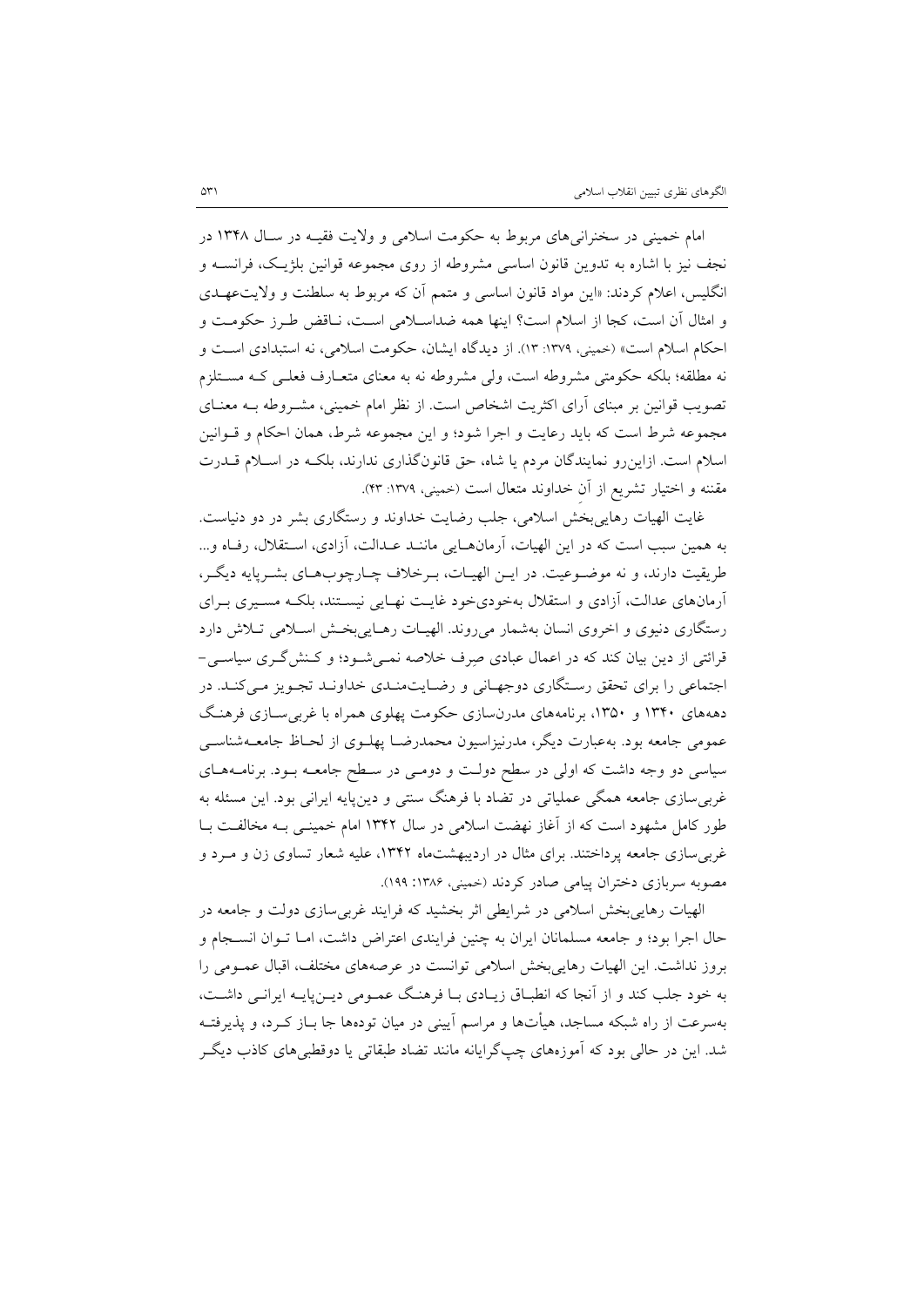امام خمینی در سخنرانی‌های مربوط به حکومت اسلامی و ولایت فقیـه در سـال ۱۳۴۸ در نجف نیز با اشاره به تدوین قانون اساسی مشروطه از روی مجموعه قوانین بلژیـک، فرانسـه و انگلیس، اعلام کردند: «این مواد قانون اساسی و متمم آن که مربوط به سلطنت و ولایت‌عهـدی و امثال آن است، کجا از اسلام است؟ اینها همه ضداسـلامی اسـت، نـاقض طـرز حکومـت و احکام اسلام است» (خمینی، ۱۳۷۹: ۱۳). از دیدگاه ایشان، حکومت اسلامی، نه استبدادی اسـت و نه مطلقه؛ بلکه حکومتی مشروطه است، ولی مشروطه نه به معنای متعـارف فعلـی کـه مسـتلزم تصویب قوانین بر مبنای آرای اکثریت اشخاص است. از نظر امام خمینی، مشـروطه بـه معنـای مجموعه شرط است که باید رعایت و اجرا شود؛ و این مجموعه شرط، همان احکام و قـوانین اسلام است. ازاین‌رو نمایندگان مردم یا شاه، حق قانون‌گذاری ندارند، بلکـه در اسـلام قـدرت مقننه و اختیار تشریع از آنِ خداوند متعال است (خمینی، ۱۳۷۹: ۴۳).

غایت الهیات رهایی‌بخش اسلامی، جلب رضایت خداوند و رستگاری بشر در دو دنیاست. به همین سبب است که در این الهیات، آرمان‌هـایی ماننـد عـدالت، آزادی، اسـتقلال، رفـاه و... طریقیت دارند، و نه موضـوعیت. در ایـن الهیـات، بـرخلاف چـارچوب‌هـای بشـرپایه دیگـر، آرمان‌های عدالت، آزادی و استقلال به‌خودی‌خود غایـت نهـایی نیسـتند، بلکـه مسـیری بـرای رستگاری دنیوی و اخروی انسان به‌شمار می‌روند. الهیـات رهـایی‌بخـش اسـلامی تـلاش دارد قرائتی از دین بیان کند که در اعمال عبادی صرف خلاصه نمـی‌شـود؛ و کـنش‌گـری سیاسـی- اجتماعی را برای تحقق رسـتگاری دوجهـانی و رضـایت‌منـدی خداونـد تجـویز مـی‌کنـد. در دهه‌های ۱۳۴۰ و ۱۳۵۰، برنامه‌های مدرن‌سازی حکومت پهلوی همراه با غربی‌سـازی فرهنـگ عمومی جامعه بود. به‌عبارت دیگر، مدرنیزاسیون محمدرضـا پهلـوی از لحـاظ جامعـه‌شناسـی سیاسی دو وجه داشت که اولی در سطح دولـت و دومـی در سـطح جامعـه بـود. برنامـه‌هـای غربی‌سازی جامعه همگی عملیاتی در تضاد با فرهنگ سنتی و دین‌پایه ایرانی بود. این مسئله به طور کامل مشهود است که از آغاز نهضت اسلامی در سال ۱۳۴۲ امام خمینـی بـه مخالفـت بـا غربی‌سازی جامعه پرداختند. برای مثال در اردیبهشت‌ماه ۱۳۴۲، علیه شعار تساوی زن و مـرد و مصوبه سربازی دختران پیامی صادر کردند (خمینی، ۱۳۸۶: ۱۹۹).

الهیات رهایی‌بخش اسلامی در شرایطی اثر بخشید که فرایند غربی‌سازی دولت و جامعه در حال اجرا بود؛ و جامعه مسلمانان ایران به چنین فرایندی اعتراض داشت، امـا تـوان انسـجام و بروز نداشت. این الهیات رهایی‌بخش اسلامی توانست در عرصه‌های مختلف، اقبال عمـومی را به خود جلب کند و از آنجا که انطبـاق زیـادی بـا فرهنـگ عمـومی دیـن‌پایـه ایرانـی داشـت، به‌سرعت از راه شبکه مساجد، هیأت‌ها و مراسم آیینی در میان توده‌ها جا بـاز کـرد، و پذیرفتـه شد. این در حالی بود که آموزه‌های چپ‌گرایانه مانند تضاد طبقاتی یا دوقطبی‌های کاذب دیگـر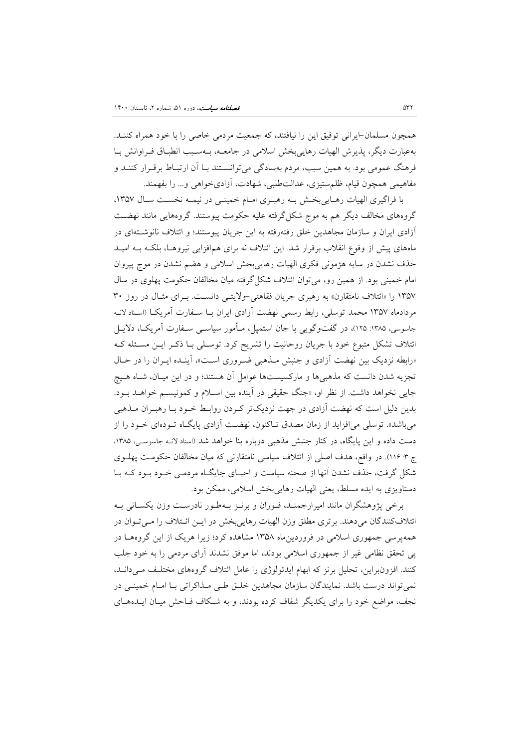همچون مسلمان–ایرانی توفیق این را نیافتند، که جمعیت مردمی خاصی را با خود همراه کننـد. به‌عبارت دیگر، پذیرش الهیات رهایی‌بخش اسلامی در جامعـه، بـه‌سـبب انطبـاق فـراوانش بـا فرهنگ عمومی بود. به همین سبب، مردم به‌سادگی می‌توانسـتند بـا آن ارتبـاط برقـرار کننـد و مفاهیمی همچون قیام، ظلم‌ستیزی، عدالت‌طلبی، شهادت، آزادی‌خواهی و... را بفهمند.

با فراگیری الهیات رهـایی‌بخـش بـه رهبـری امـام خمینـی در نیمـه نخسـت سـال ۱۳۵۷، گروه‌های مخالف دیگر هم به موج شکل‌گرفته علیه حکومت پیوستند. گروه‌هایی مانند نهضـت آزادی ایران و سازمان مجاهدین خلق رفته‌رفته به این جریان پیوستند؛ و ائتلاف نانوشـته‌ای در ماه‌های پیش از وقوع انقلاب برقرار شد. این ائتلاف نه برای هم‌افزایی نیروهـا، بلکـه بـه امیـد حذف نشدن در سایه هژمونی فکری الهیات رهایی‌بخش اسلامی و هضم نشدن در موج پیروان امام خمینی بود. از همین رو، می‌توان ائتلاف شکل‌گرفته میان مخالفان حکومت پهلوی در سال ۱۳۵۷ را «ائتلاف نامتقارن» به رهبری جریان فقاهتی–ولایتـی دانسـت. بـرای مثـال در روز ۳۰ مردادماه ۱۳۵۷ محمد توسلی، رابط رسمی نهضت آزادی ایران بـا سـفارت آمریکـا (اسناد لانـه جاسوسی، ۱۳۸۵: ۱۲۵)، در گفت‌وگویی با جان استمپل، مـأمور سیاسـی سـفارت آمریکـا، دلایـل ائتلاف تشکل متبوع خود با جریان روحانیت را تشریح کرد. توسـلی بـا ذکـر ایـن مسـئله کـه «رابطه نزدیک بین نهضت آزادی و جنبش مـذهبی ضـروری اسـت»، آینـده ایـران را در حـال تجزیه شدن دانست که مذهبی‌ها و مارکسیست‌ها عوامل آن هستند؛ و در این میـان، شـاه هـیچ جایی نخواهد داشت. از نظر او، «جنگ حقیقی در آینده بین اسـلام و کمونیسـم خواهـد بـود. بدین دلیل است که نهضت آزادی در جهت نزدیک‌تر کـردن روابـط خـود بـا رهبـران مـذهبی می‌باشد». توسلی می‌افزاید از زمان مصدق تـاکنون، نهضـت آزادی پایگـاه تـوده‌ای خـود را از دست داده و این پایگاه، در کنار جنبش مذهبی دوباره بنا خواهد شد (اسناد لانـه جاسوسـی، ۱۳۸۵، ج ۳: ۱۱۶). در واقع، هدف اصلی از ائتلاف سیاسی نامتقارنی که میان مخالفان حکومـت پهلـوی شکل گرفت، حذف نشدن آنها از صحنه سیاست و احیـای جایگـاه مردمـی خـود بـود کـه بـا دستاویزی به ایده مسلط، یعنی الهیات رهایی‌بخش اسلامی، ممکن بود.

برخی پژوهشگران مانند امیرارجمنـد، فـوران و برنـز بـه‌طـور نادرسـت وزن یکسـانی بـه ائتلاف‌کنندگان می‌دهند. برتری مطلق وزن الهیات رهایی‌بخش در ایـن ائـتلاف را مـی‌تـوان در همه‌پرسی جمهوری اسلامی در فروردین‌ماه ۱۳۵۸ مشاهده کرد؛ زیرا هریک از این گروه‌هـا در پی تحقق نظامی غیر از جمهوری اسلامی بودند، اما موفق نشدند آرای مردمی را به خود جلب کنند. افزون‌براین، تحلیل برنز که ابهام ایدئولوژی را عامل ائتلاف گروه‌های مختلـف مـی‌دانـد، نمی‌تواند درست باشد. نمایندگان سازمان مجاهدین خلـق طـی مـذاکراتی بـا امـام خمینـی در نجف، مواضع خود را برای یکدیگر شفاف کرده بودند، و به شـکاف فـاحش میـان ایـده‌هـای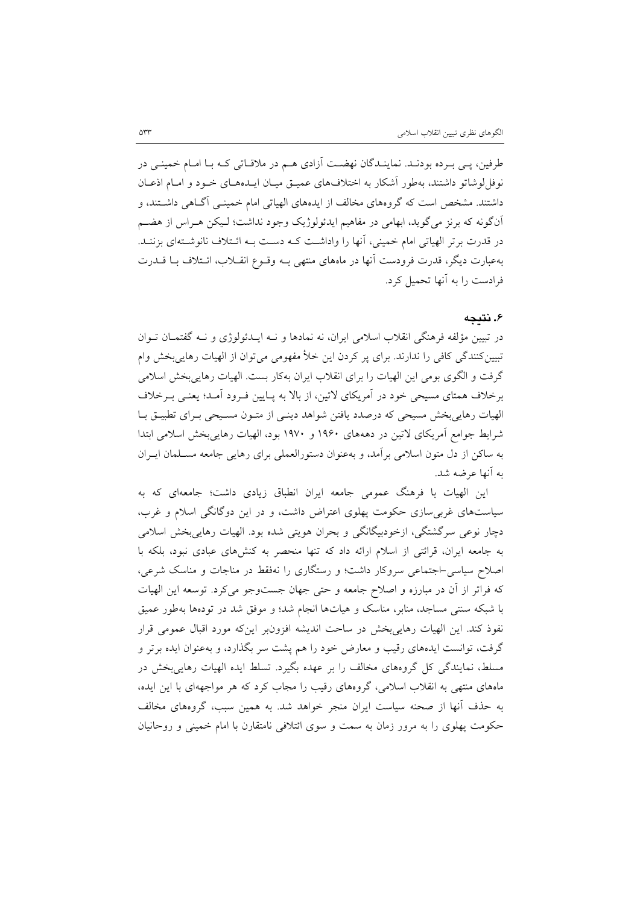طرفین، پی برده بودند. نمایندگان نهضت آزادی هم در ملاقاتی که با امام خمینی در نوفل‌لوشاتو داشتند، به‌طور آشکار به اختلاف‌های عمیق میان ایده‌های خود و امام اذعان داشتند. مشخص است که گروه‌های مخالف از ایده‌های الهیاتی امام خمینی آگاهی داشتند، و آن‌گونه که برنز می‌گوید، ابهامی در مفاهیم ایدئولوژیک وجود نداشت؛ لیکن هراس از هضم در قدرت برتر الهیاتی امام خمینی، آنها را واداشت که دست به ائتلاف نانوشته‌ای بزنند. به‌عبارت دیگر، قدرت فرودست آنها در ماه‌های منتهی به وقوع انقلاب، ائتلاف با قدرت فرادست را به آنها تحمیل کرد.

## ۶. نتیجه

در تبیین مؤلفه فرهنگی انقلاب اسلامی ایران، نه نمادها و نه ایدئولوژی و نه گفتمان توان تبیین‌کنندگی کافی را ندارند. برای پر کردن این خلأ مفهومی می‌توان از الهیات رهایی‌بخش وام گرفت و الگوی بومی این الهیات را برای انقلاب ایران به‌کار بست. الهیات رهایی‌بخش اسلامی برخلاف همتای مسیحی خود در آمریکای لاتین، از بالا به پایین فرود آمد؛ یعنی برخلاف الهیات رهایی‌بخش مسیحی که درصدد یافتن شواهد دینی از متون مسیحی برای تطبیق با شرایط جوامع آمریکای لاتین در دهه‌های ۱۹۶۰ و ۱۹۷۰ بود، الهیات رهایی‌بخش اسلامی ابتدا به ساکن از دل متون اسلامی برآمد، و به‌عنوان دستورالعملی برای رهایی جامعه مسلمان ایران به آنها عرضه شد.

این الهیات با فرهنگ عمومی جامعه ایران انطباق زیادی داشت؛ جامعه‌ای که به سیاست‌های غربی‌سازی حکومت پهلوی اعتراض داشت، و در این دوگانگی اسلام و غرب، دچار نوعی سرگشتگی، ازخودبیگانگی و بحران هویتی شده بود. الهیات رهایی‌بخش اسلامی به جامعه ایران، قرائتی از اسلام ارائه داد که تنها منحصر به کنش‌های عبادی نبود، بلکه با اصلاح سیاسی-اجتماعی سروکار داشت؛ و رستگاری را نه‌فقط در مناجات و مناسک شرعی، که فراتر از آن در مبارزه و اصلاح جامعه و حتی جهان جست‌وجو می‌کرد. توسعه این الهیات با شبکه سنتی مساجد، منابر، مناسک و هیأت‌ها انجام شد؛ و موفق شد در توده‌ها به‌طور عمیق نفوذ کند. این الهیات رهایی‌بخش در ساحت اندیشه افزون‌بر این‌که مورد اقبال عمومی قرار گرفت، توانست ایده‌های رقیب و معارض خود را هم پشت سر بگذارد، و به‌عنوان ایده برتر و مسلط، نمایندگی کل گروه‌های مخالف را بر عهده بگیرد. تسلط ایده الهیات رهایی‌بخش در ماه‌های منتهی به انقلاب اسلامی، گروه‌های رقیب را مجاب کرد که هر مواجهه‌ای با این ایده، به حذف آنها از صحنه سیاست ایران منجر خواهد شد. به همین سبب، گروه‌های مخالف حکومت پهلوی را به مرور زمان به سمت و سوی ائتلافی نامتقارن با امام خمینی و روحانیان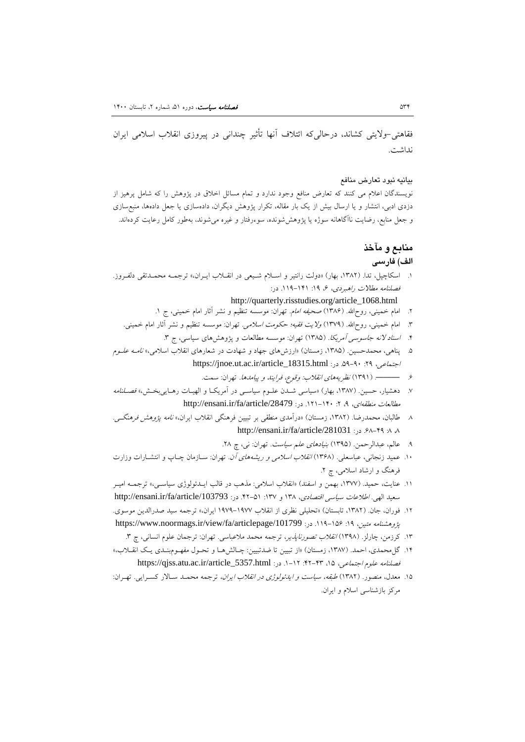فقاهتی-ولایتی کشاند، درحالی‌که ائتلاف آنها تأثیر چندانی در پیروزی انقلاب اسلامی ایران نداشت.

**بیانیه نبود تعارض منافع**

نویسندگان اعلام می کنند که تعارض منافع وجود ندارد و تمام مسائل اخلاق در پژوهش را که شامل پرهیز از دزدی ادبی، انتشار و یا ارسال بیش از یک بار مقاله، تکرار پژوهش دیگران، داده‌سازی یا جعل داده‌ها، منبع‌سازی و جعل منابع، رضایت ناآگاهانه سوژه یا پژوهش‌شونده، سوءرفتار و غیره می‌شوند، به‌طور کامل رعایت کرده‌اند.

## منابع و مآخذ

### الف) فارسی

۱. اسکاچپل، تدا. (۱۳۸۲، بهار) «دولت رانتیر و اسلام شیعی در انقلاب ایران،» ترجمه محمدتقی دلفروز. *فصلنامه مطالعات راهبردی*، ۶، ۱۹: ۱۴۱-۱۱۹. در: http://quarterly.risstudies.org/article_1068.html

۲. امام خمینی، روح‌الله. (۱۳۸۶) *صحیفه امام*. تهران: موسسه تنظیم و نشر آثار امام خمینی، ج ۱.

۳. امام خمینی، روح‌الله. (۱۳۷۹) *ولایت فقیه؛ حکومت اسلامی*. تهران: موسسه تنظیم و نشر آثار امام خمینی.

۴. *اسناد لانه جاسوسی آمریکا*. (۱۳۸۵) تهران: موسسه مطالعات و پژوهش‌های سیاسی، ج ۳.

۵. پناهی، محمدحسین. (۱۳۸۵، زمستان) «ارزش‌های جهاد و شهادت در شعارهای انقلاب اسلامی،» *نامه علوم اجتماعی*، ۲۹: ۹۰-۵۹. در: https://jnoe.ut.ac.ir/article_18315.html

۶. ــــــــ (۱۳۹۱) *نظریه‌های انقلاب: وقوع، فرایند و پیامدها*. تهران: سمت.

۷. دهشیار، حسین. (۱۳۸۷، بهار) «سیاسی شدن علوم سیاسی در آمریکا و الهیات رهایی‌بخش،» *فصلنامه مطالعات منطقه‌ای*، ۹، ۲: ۱۴۰-۱۲۱. در: http://ensani.ir/fa/article/28479

۸. طالبان، محمدرضا. (۱۳۸۲، زمستان) «درآمدی منطقی بر تبیین فرهنگی انقلاب ایران،» *نامه پژوهش فرهنگی*. ۸، ۸: ۴۹-۶۸. در: http://ensani.ir/fa/article/281031

۹. عالم، عبدالرحمن. (۱۳۹۵) *بنیادهای علم سیاست*. تهران: نی، چ ۲۸.

۱۰. عمید زنجانی، عباسعلی. (۱۳۶۸) *انقلاب اسلامی و ریشه‌های آن*. تهران: سازمان چاپ و انتشارات وزارت فرهنگ و ارشاد اسلامی، چ ۲.

۱۱. عنایت، حمید. (۱۳۷۷، بهمن و اسفند) «انقلاب اسلامی: مذهب در قالب ایدئولوژی سیاسی،» ترجمه امیر سعید الهی. *اطلاعات سیاسی اقتصادی*، ۱۳۸ و ۱۳۷: ۵۱-۴۲. در: http://ensani.ir/fa/article/103793

۱۲. فوران، جان. (۱۳۸۲، تابستان) «تحلیلی نظری از انقلاب ۱۹۷۷-۱۹۷۹ ایران،» ترجمه سید صدرالدین موسوی. *پژوهشنامه متین*، ۱۹: ۱۵۶-۱۱۹. در: https://www.noormags.ir/view/fa/articlepage/101799

۱۳. کرزمن، چارلز. (۱۳۹۸) *انقلاب تصورناپذیر*، ترجمه محمد ملاعباسی. تهران: ترجمان علوم انسانی، چ ۳.

۱۴. گل‌محمدی، احمد. (۱۳۸۷، زمستان) «از تبیین تا ضدتبیین: چالش‌ها و تحول مفهوم‌بندی یک انقلاب،» *فصلنامه علوم اجتماعی*، ۱۵، ۴۳: ۴۲-۱۲. در: https://qjss.atu.ac.ir/article_5357.html

۱۵. معدل، منصور. (۱۳۸۲) *طبقه، سیاست و ایدئولوژی در انقلاب ایران*، ترجمه محمد سالار کسرایی. تهران: مرکز بازشناسی اسلام و ایران.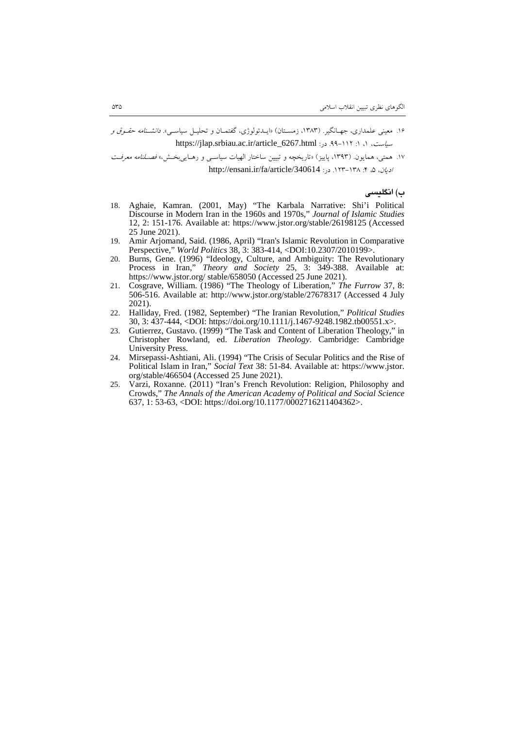۱۶. معینی علمداری، جهانگیر. (۱۳۸۳، زمستان) «ایدئولوژی، گفتمان و تحلیل سیاسی». *دانشنامه حقوق و سیاست*، ۱، ۱: ۱۱۲-۹۹. در: https://jlap.srbiau.ac.ir/article_6267.html

۱۷. همتی، همایون. (۱۳۹۳، پاییز) «تاریخچه و تبیین ساختار الهیات سیاسی و رهایی‌بخش،» *فصلنامه معرفت ادیان*، ۵، ۴: ۱۳۸-۱۲۳. در: http://ensani.ir/fa/article/340614

### ب) انگلیسی

18. Aghaie, Kamran. (2001, May) "The Karbala Narrative: Shi'i Political Discourse in Modern Iran in the 1960s and 1970s," *Journal of Islamic Studies* 12, 2: 151-176. Available at: https://www.jstor.org/stable/26198125 (Accessed 25 June 2021).
19. Amir Arjomand, Said. (1986, April) "Iran's Islamic Revolution in Comparative Perspective," *World Politics* 38, 3: 383-414, <DOI:10.2307/2010199>.
20. Burns, Gene. (1996) "Ideology, Culture, and Ambiguity: The Revolutionary Process in Iran," *Theory and Society* 25, 3: 349-388. Available at: https://www.jstor.org/ stable/658050 (Accessed 25 June 2021).
21. Cosgrave, William. (1986) "The Theology of Liberation," *The Furrow* 37, 8: 506-516. Available at: http://www.jstor.org/stable/27678317 (Accessed 4 July 2021).
22. Halliday, Fred. (1982, September) "The Iranian Revolution," *Political Studies* 30, 3: 437-444, <DOI: https://doi.org/10.1111/j.1467-9248.1982.tb00551.x>.
23. Gutierrez, Gustavo. (1999) "The Task and Content of Liberation Theology," in Christopher Rowland, ed. *Liberation Theology*. Cambridge: Cambridge University Press.
24. Mirsepassi-Ashtiani, Ali. (1994) "The Crisis of Secular Politics and the Rise of Political Islam in Iran," *Social Text* 38: 51-84. Available at: https://www.jstor. org/stable/466504 (Accessed 25 June 2021).
25. Varzi, Roxanne. (2011) "Iran's French Revolution: Religion, Philosophy and Crowds," *The Annals of the American Academy of Political and Social Science* 637, 1: 53-63, <DOI: https://doi.org/10.1177/0002716211404362>.